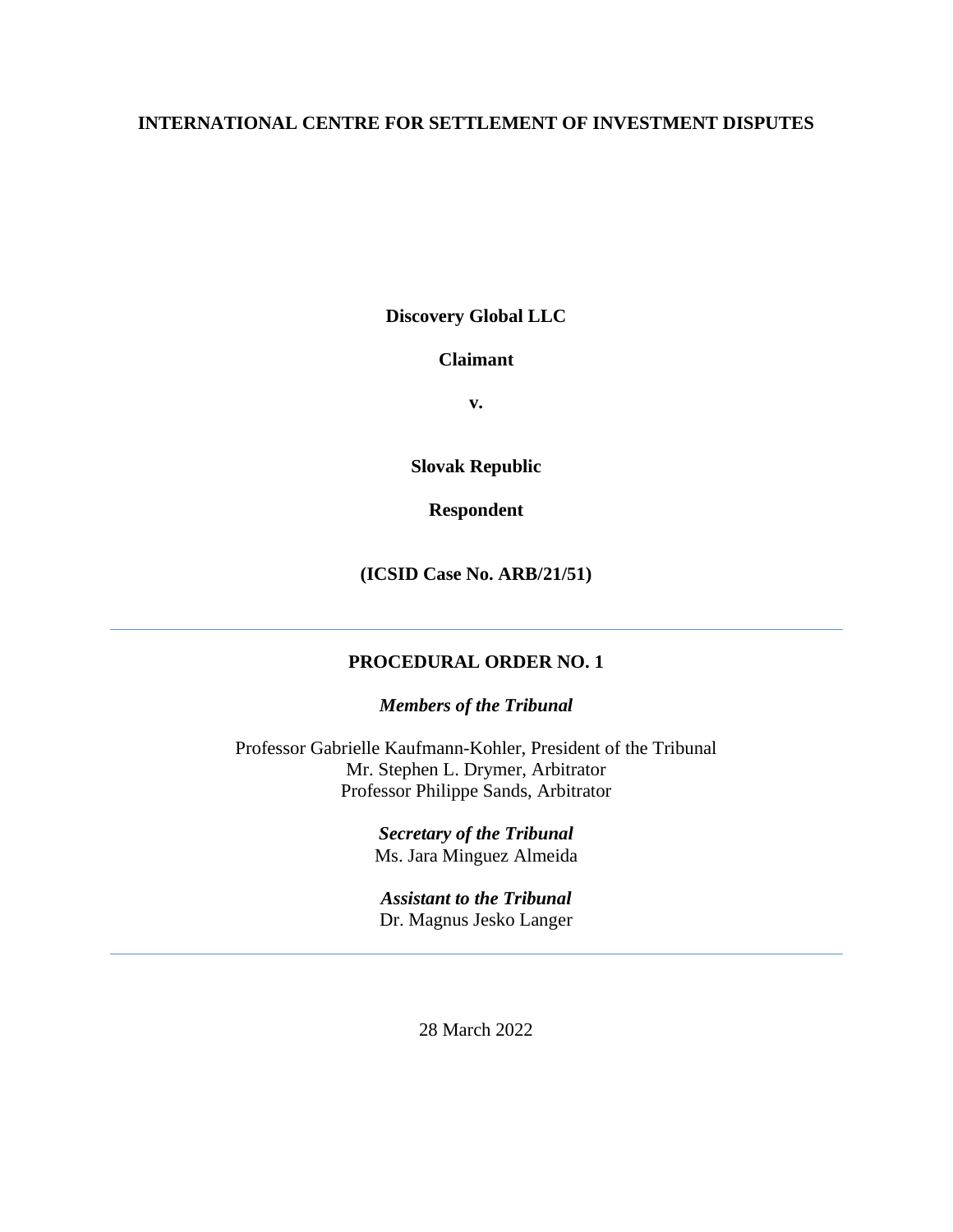**INTERNATIONAL CENTRE FOR SETTLEMENT OF INVESTMENT DISPUTES**

**Discovery Global LLC**

**Claimant**

**v.**

**Slovak Republic**

**Respondent**

**(ICSID Case No. ARB/21/51)**

---

**PROCEDURAL ORDER NO. 1**

***Members of the Tribunal***

Professor Gabrielle Kaufmann-Kohler, President of the Tribunal
Mr. Stephen L. Drymer, Arbitrator
Professor Philippe Sands, Arbitrator

***Secretary of the Tribunal***
Ms. Jara Minguez Almeida

***Assistant to the Tribunal***
Dr. Magnus Jesko Langer

---

28 March 2022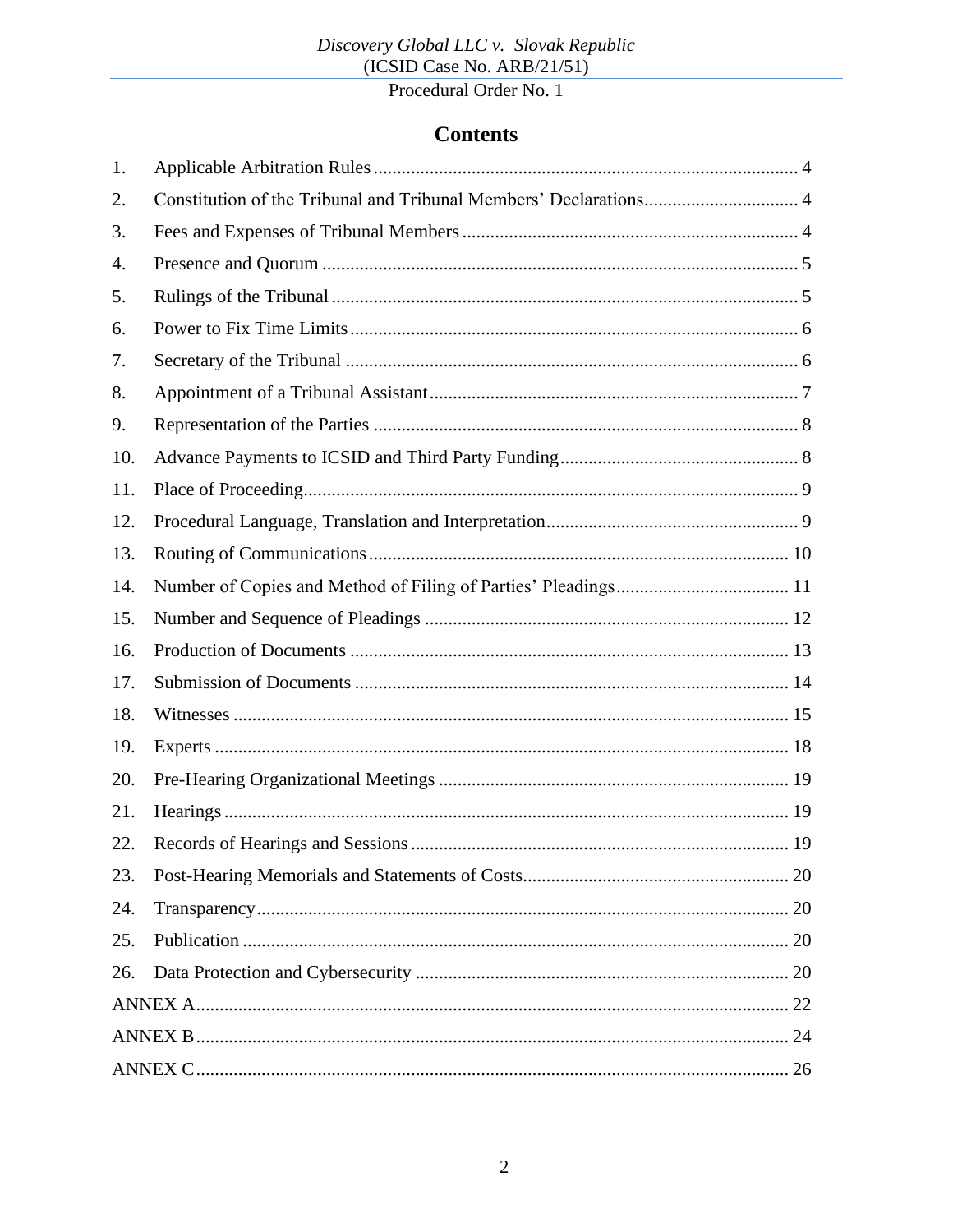## Contents

| | | |
|---|---|---|
| 1. | Applicable Arbitration Rules | 4 |
| 2. | Constitution of the Tribunal and Tribunal Members' Declarations | 4 |
| 3. | Fees and Expenses of Tribunal Members | 4 |
| 4. | Presence and Quorum | 5 |
| 5. | Rulings of the Tribunal | 5 |
| 6. | Power to Fix Time Limits | 6 |
| 7. | Secretary of the Tribunal | 6 |
| 8. | Appointment of a Tribunal Assistant | 7 |
| 9. | Representation of the Parties | 8 |
| 10. | Advance Payments to ICSID and Third Party Funding | 8 |
| 11. | Place of Proceeding | 9 |
| 12. | Procedural Language, Translation and Interpretation | 9 |
| 13. | Routing of Communications | 10 |
| 14. | Number of Copies and Method of Filing of Parties' Pleadings | 11 |
| 15. | Number and Sequence of Pleadings | 12 |
| 16. | Production of Documents | 13 |
| 17. | Submission of Documents | 14 |
| 18. | Witnesses | 15 |
| 19. | Experts | 18 |
| 20. | Pre-Hearing Organizational Meetings | 19 |
| 21. | Hearings | 19 |
| 22. | Records of Hearings and Sessions | 19 |
| 23. | Post-Hearing Memorials and Statements of Costs | 20 |
| 24. | Transparency | 20 |
| 25. | Publication | 20 |
| 26. | Data Protection and Cybersecurity | 20 |
| ANNEX A | | 22 |
| ANNEX B | | 24 |
| ANNEX C | | 26 |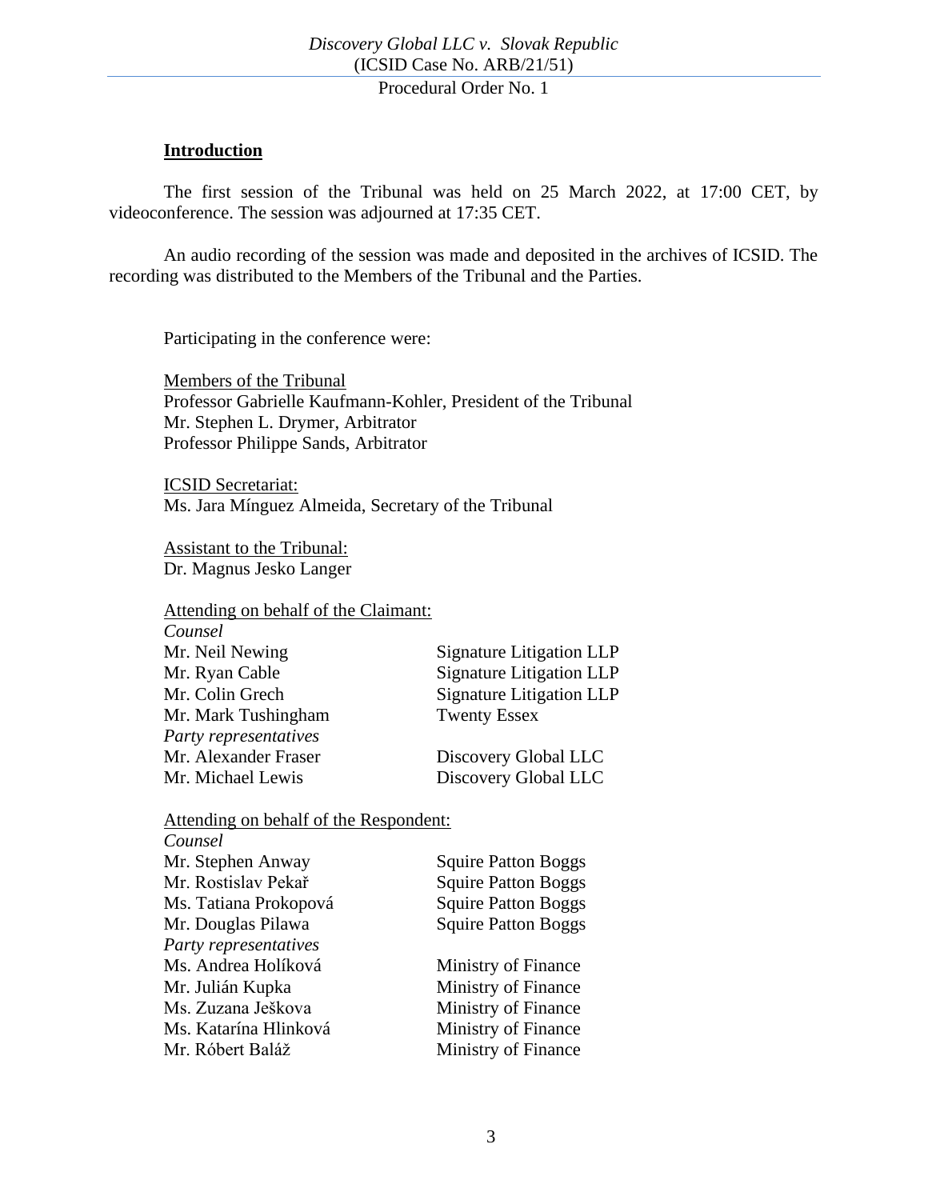## Introduction

The first session of the Tribunal was held on 25 March 2022, at 17:00 CET, by videoconference. The session was adjourned at 17:35 CET.

An audio recording of the session was made and deposited in the archives of ICSID. The recording was distributed to the Members of the Tribunal and the Parties.

Participating in the conference were:

Members of the Tribunal
Professor Gabrielle Kaufmann-Kohler, President of the Tribunal
Mr. Stephen L. Drymer, Arbitrator
Professor Philippe Sands, Arbitrator

ICSID Secretariat:
Ms. Jara Mínguez Almeida, Secretary of the Tribunal

Assistant to the Tribunal:
Dr. Magnus Jesko Langer

Attending on behalf of the Claimant:

*Counsel*

| | |
|---|---|
| Mr. Neil Newing | Signature Litigation LLP |
| Mr. Ryan Cable | Signature Litigation LLP |
| Mr. Colin Grech | Signature Litigation LLP |
| Mr. Mark Tushingham | Twenty Essex |

*Party representatives*

| | |
|---|---|
| Mr. Alexander Fraser | Discovery Global LLC |
| Mr. Michael Lewis | Discovery Global LLC |

Attending on behalf of the Respondent:

*Counsel*

| | |
|---|---|
| Mr. Stephen Anway | Squire Patton Boggs |
| Mr. Rostislav Pekař | Squire Patton Boggs |
| Ms. Tatiana Prokopová | Squire Patton Boggs |
| Mr. Douglas Pilawa | Squire Patton Boggs |

*Party representatives*

| | |
|---|---|
| Ms. Andrea Holíková | Ministry of Finance |
| Mr. Julián Kupka | Ministry of Finance |
| Ms. Zuzana Ješkova | Ministry of Finance |
| Ms. Katarína Hlinková | Ministry of Finance |
| Mr. Róbert Baláž | Ministry of Finance |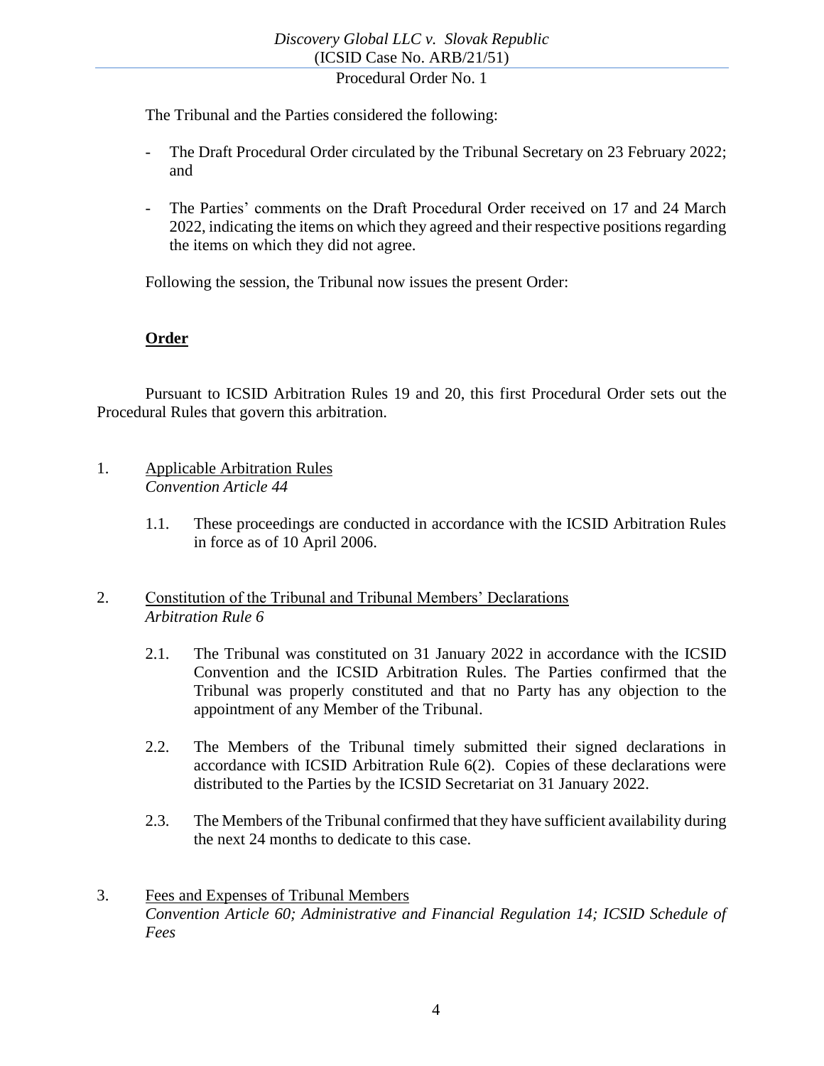The Tribunal and the Parties considered the following:

- The Draft Procedural Order circulated by the Tribunal Secretary on 23 February 2022; and

- The Parties' comments on the Draft Procedural Order received on 17 and 24 March 2022, indicating the items on which they agreed and their respective positions regarding the items on which they did not agree.

Following the session, the Tribunal now issues the present Order:

## Order

Pursuant to ICSID Arbitration Rules 19 and 20, this first Procedural Order sets out the Procedural Rules that govern this arbitration.

1. Applicable Arbitration Rules
*Convention Article 44*

1.1. These proceedings are conducted in accordance with the ICSID Arbitration Rules in force as of 10 April 2006.

2. Constitution of the Tribunal and Tribunal Members' Declarations
*Arbitration Rule 6*

2.1. The Tribunal was constituted on 31 January 2022 in accordance with the ICSID Convention and the ICSID Arbitration Rules. The Parties confirmed that the Tribunal was properly constituted and that no Party has any objection to the appointment of any Member of the Tribunal.

2.2. The Members of the Tribunal timely submitted their signed declarations in accordance with ICSID Arbitration Rule 6(2). Copies of these declarations were distributed to the Parties by the ICSID Secretariat on 31 January 2022.

2.3. The Members of the Tribunal confirmed that they have sufficient availability during the next 24 months to dedicate to this case.

3. Fees and Expenses of Tribunal Members
*Convention Article 60; Administrative and Financial Regulation 14; ICSID Schedule of Fees*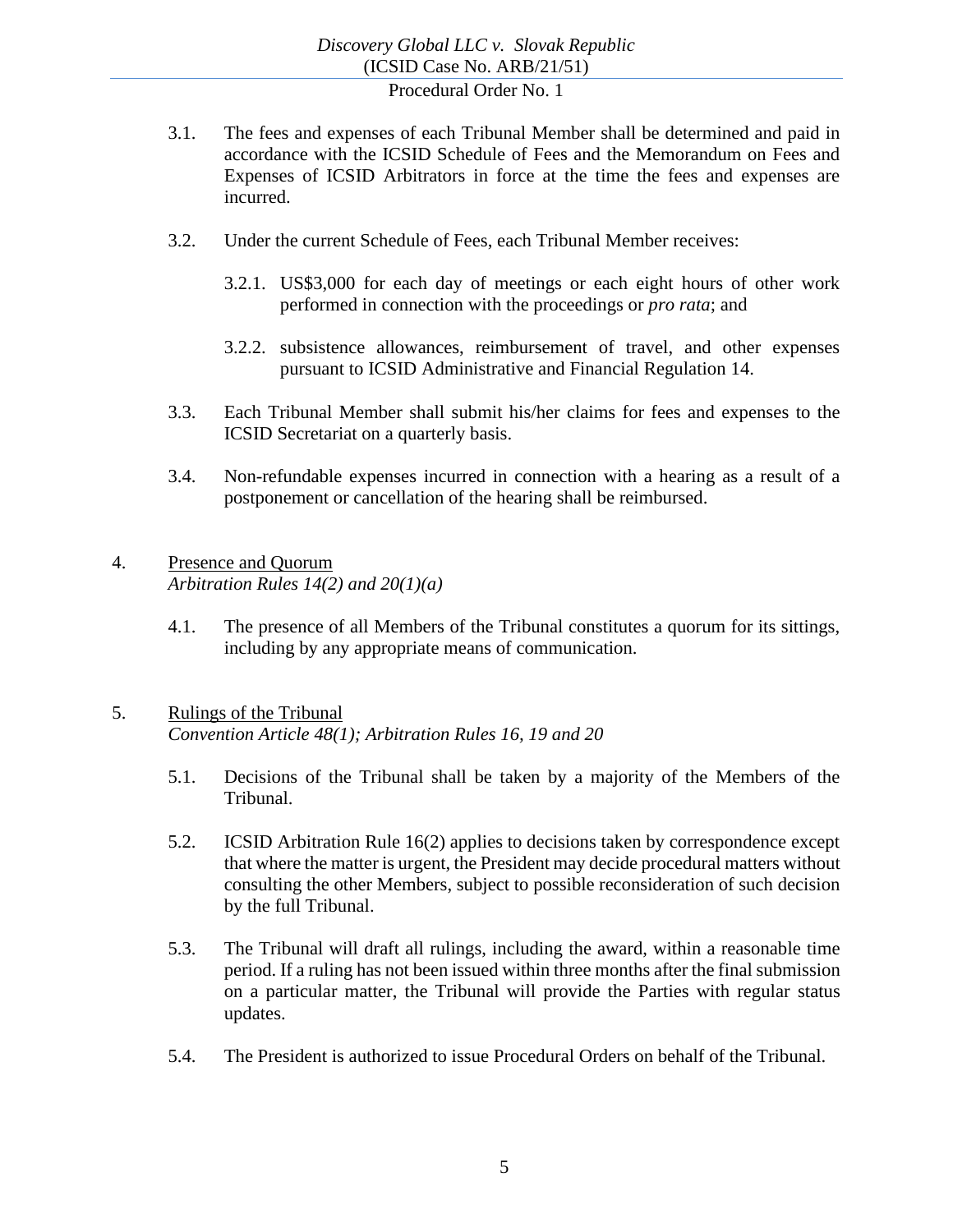3.1. The fees and expenses of each Tribunal Member shall be determined and paid in accordance with the ICSID Schedule of Fees and the Memorandum on Fees and Expenses of ICSID Arbitrators in force at the time the fees and expenses are incurred.

3.2. Under the current Schedule of Fees, each Tribunal Member receives:

3.2.1. US$3,000 for each day of meetings or each eight hours of other work performed in connection with the proceedings or *pro rata*; and

3.2.2. subsistence allowances, reimbursement of travel, and other expenses pursuant to ICSID Administrative and Financial Regulation 14.

3.3. Each Tribunal Member shall submit his/her claims for fees and expenses to the ICSID Secretariat on a quarterly basis.

3.4. Non-refundable expenses incurred in connection with a hearing as a result of a postponement or cancellation of the hearing shall be reimbursed.

## 4. <u>Presence and Quorum</u>

*Arbitration Rules 14(2) and 20(1)(a)*

4.1. The presence of all Members of the Tribunal constitutes a quorum for its sittings, including by any appropriate means of communication.

## 5. <u>Rulings of the Tribunal</u>

*Convention Article 48(1); Arbitration Rules 16, 19 and 20*

5.1. Decisions of the Tribunal shall be taken by a majority of the Members of the Tribunal.

5.2. ICSID Arbitration Rule 16(2) applies to decisions taken by correspondence except that where the matter is urgent, the President may decide procedural matters without consulting the other Members, subject to possible reconsideration of such decision by the full Tribunal.

5.3. The Tribunal will draft all rulings, including the award, within a reasonable time period. If a ruling has not been issued within three months after the final submission on a particular matter, the Tribunal will provide the Parties with regular status updates.

5.4. The President is authorized to issue Procedural Orders on behalf of the Tribunal.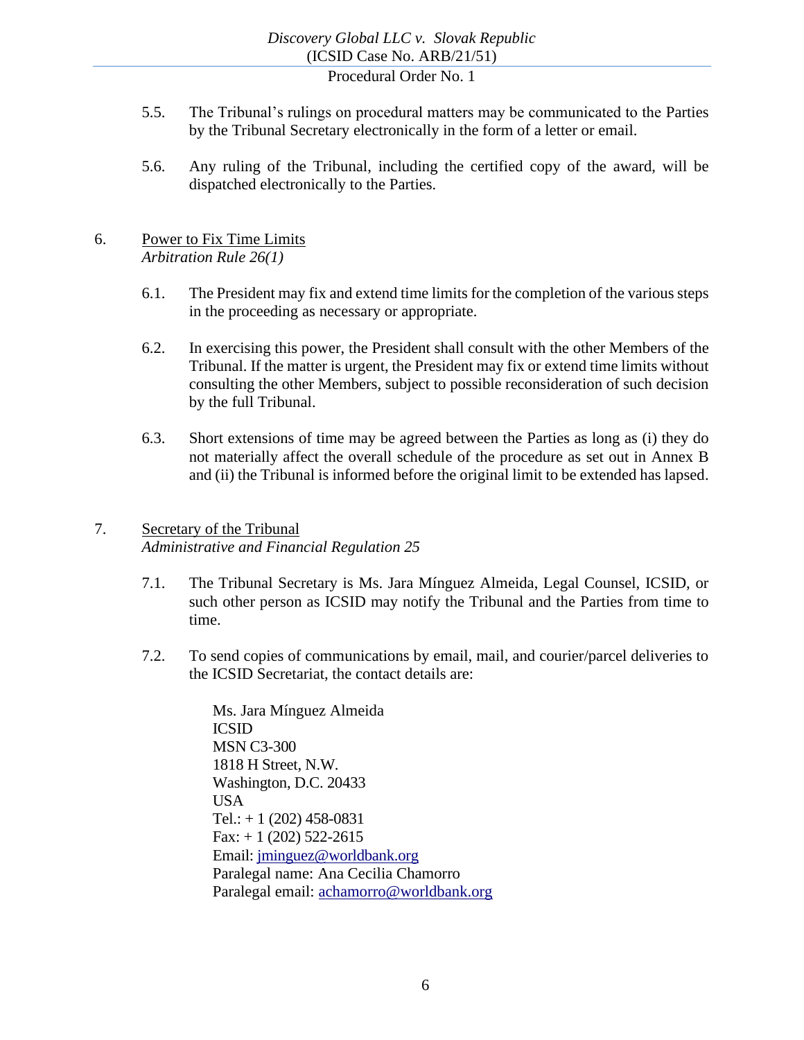5.5. The Tribunal's rulings on procedural matters may be communicated to the Parties by the Tribunal Secretary electronically in the form of a letter or email.

5.6. Any ruling of the Tribunal, including the certified copy of the award, will be dispatched electronically to the Parties.

## 6. Power to Fix Time Limits

*Arbitration Rule 26(1)*

6.1. The President may fix and extend time limits for the completion of the various steps in the proceeding as necessary or appropriate.

6.2. In exercising this power, the President shall consult with the other Members of the Tribunal. If the matter is urgent, the President may fix or extend time limits without consulting the other Members, subject to possible reconsideration of such decision by the full Tribunal.

6.3. Short extensions of time may be agreed between the Parties as long as (i) they do not materially affect the overall schedule of the procedure as set out in Annex B and (ii) the Tribunal is informed before the original limit to be extended has lapsed.

## 7. Secretary of the Tribunal

*Administrative and Financial Regulation 25*

7.1. The Tribunal Secretary is Ms. Jara Mínguez Almeida, Legal Counsel, ICSID, or such other person as ICSID may notify the Tribunal and the Parties from time to time.

7.2. To send copies of communications by email, mail, and courier/parcel deliveries to the ICSID Secretariat, the contact details are:

Ms. Jara Mínguez Almeida
ICSID
MSN C3-300
1818 H Street, N.W.
Washington, D.C. 20433
USA
Tel.: + 1 (202) 458-0831
Fax: + 1 (202) 522-2615
Email: jminguez@worldbank.org
Paralegal name: Ana Cecilia Chamorro
Paralegal email: achamorro@worldbank.org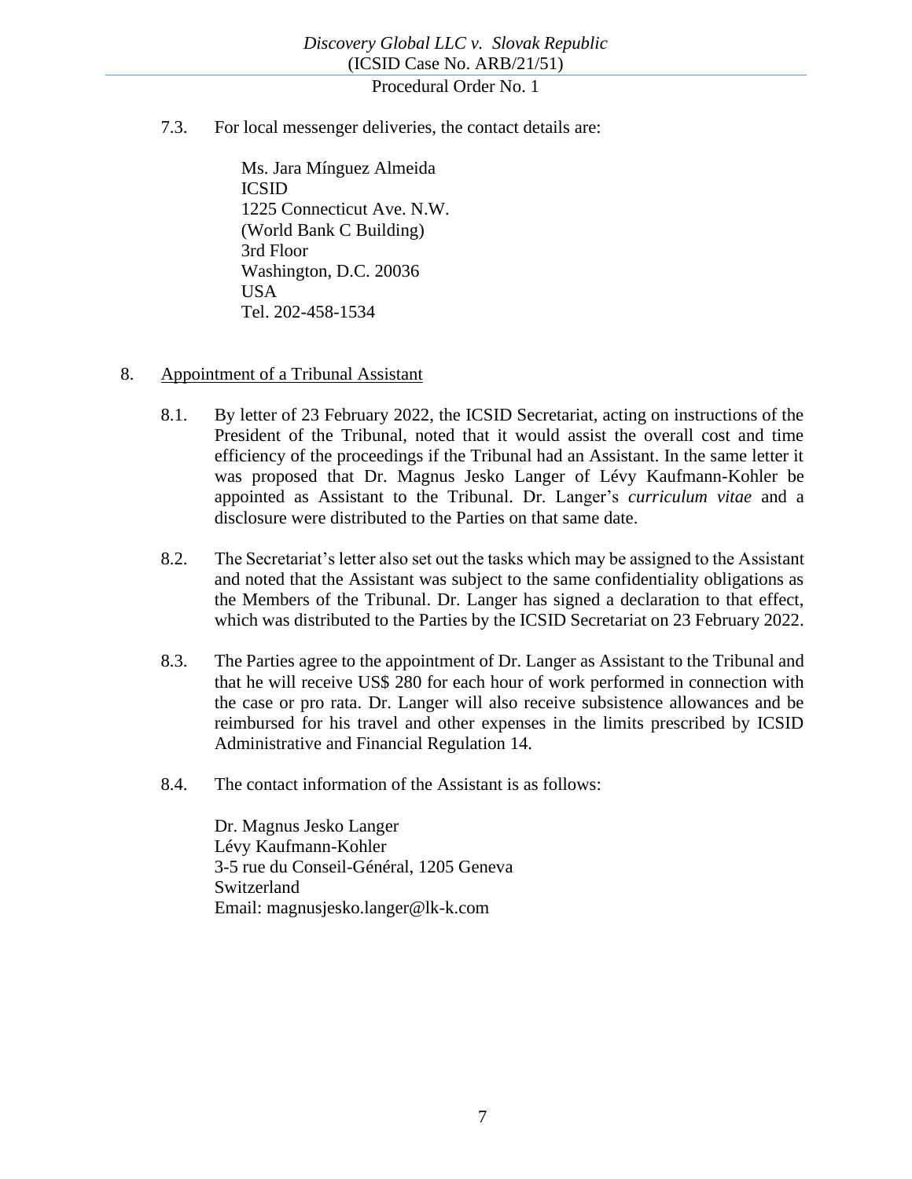7.3. For local messenger deliveries, the contact details are:

Ms. Jara Mínguez Almeida
ICSID
1225 Connecticut Ave. N.W.
(World Bank C Building)
3rd Floor
Washington, D.C. 20036
USA
Tel. 202-458-1534

## 8. Appointment of a Tribunal Assistant

8.1. By letter of 23 February 2022, the ICSID Secretariat, acting on instructions of the President of the Tribunal, noted that it would assist the overall cost and time efficiency of the proceedings if the Tribunal had an Assistant. In the same letter it was proposed that Dr. Magnus Jesko Langer of Lévy Kaufmann-Kohler be appointed as Assistant to the Tribunal. Dr. Langer's *curriculum vitae* and a disclosure were distributed to the Parties on that same date.

8.2. The Secretariat's letter also set out the tasks which may be assigned to the Assistant and noted that the Assistant was subject to the same confidentiality obligations as the Members of the Tribunal. Dr. Langer has signed a declaration to that effect, which was distributed to the Parties by the ICSID Secretariat on 23 February 2022.

8.3. The Parties agree to the appointment of Dr. Langer as Assistant to the Tribunal and that he will receive US$ 280 for each hour of work performed in connection with the case or pro rata. Dr. Langer will also receive subsistence allowances and be reimbursed for his travel and other expenses in the limits prescribed by ICSID Administrative and Financial Regulation 14.

8.4. The contact information of the Assistant is as follows:

Dr. Magnus Jesko Langer
Lévy Kaufmann-Kohler
3-5 rue du Conseil-Général, 1205 Geneva
Switzerland
Email: magnusjesko.langer@lk-k.com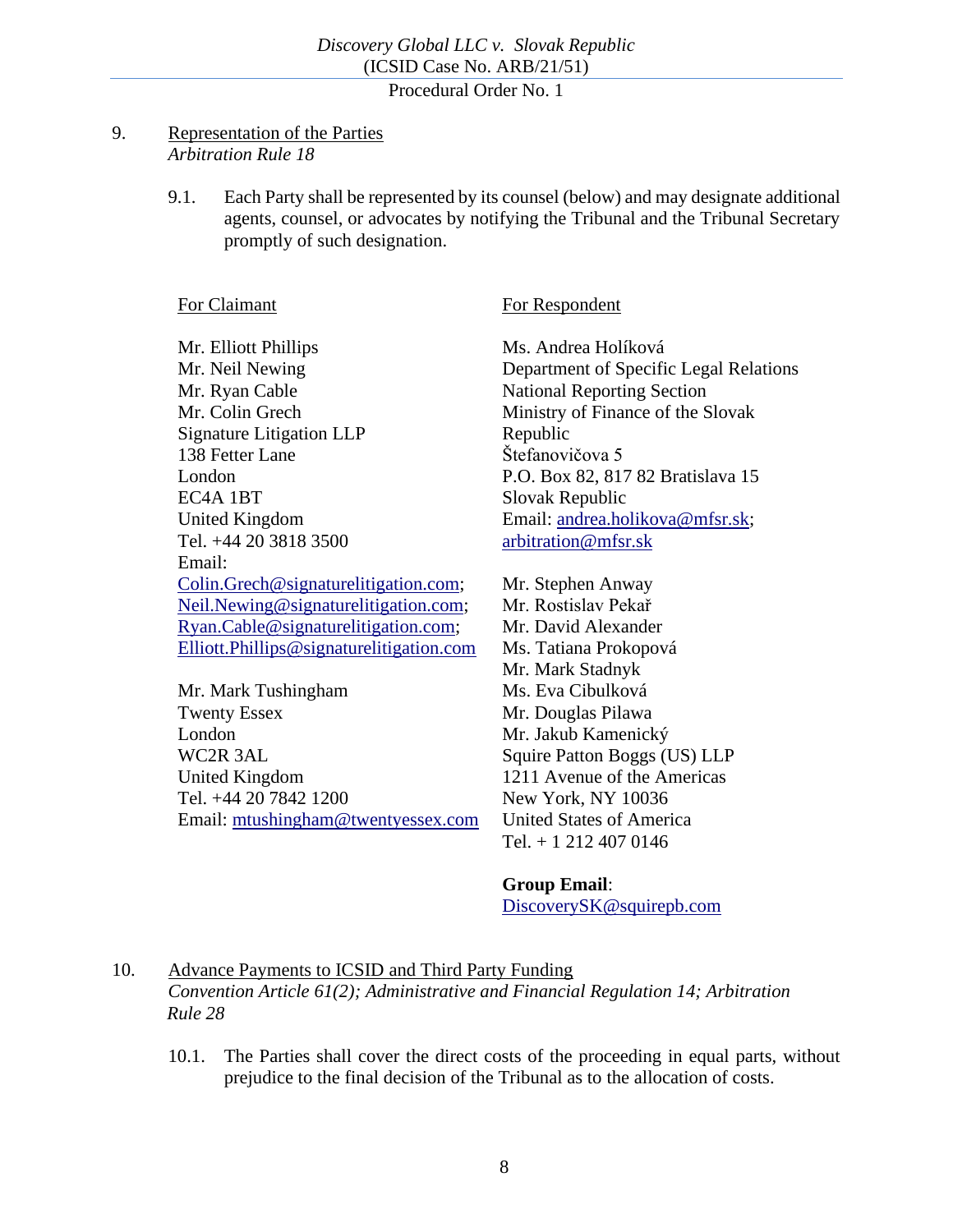9. Representation of the Parties
*Arbitration Rule 18*

9.1. Each Party shall be represented by its counsel (below) and may designate additional agents, counsel, or advocates by notifying the Tribunal and the Tribunal Secretary promptly of such designation.

For Claimant

Mr. Elliott Phillips
Mr. Neil Newing
Mr. Ryan Cable
Mr. Colin Grech
Signature Litigation LLP
138 Fetter Lane
London
EC4A 1BT
United Kingdom
Tel. +44 20 3818 3500
Email:
Colin.Grech@signaturelitigation.com;
Neil.Newing@signaturelitigation.com;
Ryan.Cable@signaturelitigation.com;
Elliott.Phillips@signaturelitigation.com

Mr. Mark Tushingham
Twenty Essex
London
WC2R 3AL
United Kingdom
Tel. +44 20 7842 1200
Email: mtushingham@twentyessex.com

For Respondent

Ms. Andrea Holíková
Department of Specific Legal Relations
National Reporting Section
Ministry of Finance of the Slovak Republic
Štefanovičova 5
P.O. Box 82, 817 82 Bratislava 15
Slovak Republic
Email: andrea.holikova@mfsr.sk; arbitration@mfsr.sk

Mr. Stephen Anway
Mr. Rostislav Pekař
Mr. David Alexander
Ms. Tatiana Prokopová
Mr. Mark Stadnyk
Ms. Eva Cibulková
Mr. Douglas Pilawa
Mr. Jakub Kamenický
Squire Patton Boggs (US) LLP
1211 Avenue of the Americas
New York, NY 10036
United States of America
Tel. + 1 212 407 0146

**Group Email**:
DiscoverySK@squirepb.com

10. Advance Payments to ICSID and Third Party Funding
*Convention Article 61(2); Administrative and Financial Regulation 14; Arbitration Rule 28*

10.1. The Parties shall cover the direct costs of the proceeding in equal parts, without prejudice to the final decision of the Tribunal as to the allocation of costs.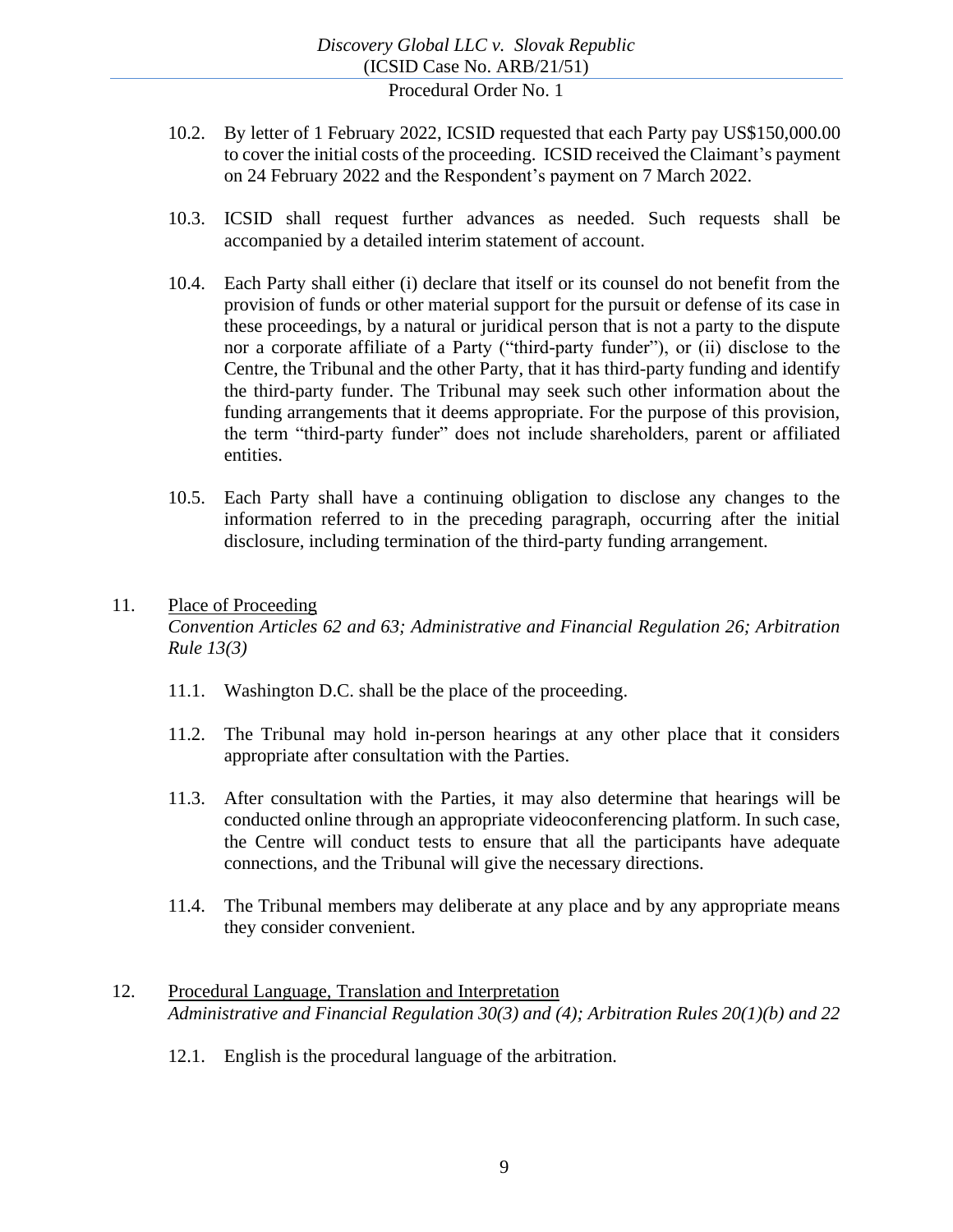10.2. By letter of 1 February 2022, ICSID requested that each Party pay US$150,000.00 to cover the initial costs of the proceeding. ICSID received the Claimant's payment on 24 February 2022 and the Respondent's payment on 7 March 2022.

10.3. ICSID shall request further advances as needed. Such requests shall be accompanied by a detailed interim statement of account.

10.4. Each Party shall either (i) declare that itself or its counsel do not benefit from the provision of funds or other material support for the pursuit or defense of its case in these proceedings, by a natural or juridical person that is not a party to the dispute nor a corporate affiliate of a Party ("third-party funder"), or (ii) disclose to the Centre, the Tribunal and the other Party, that it has third-party funding and identify the third-party funder. The Tribunal may seek such other information about the funding arrangements that it deems appropriate. For the purpose of this provision, the term "third-party funder" does not include shareholders, parent or affiliated entities.

10.5. Each Party shall have a continuing obligation to disclose any changes to the information referred to in the preceding paragraph, occurring after the initial disclosure, including termination of the third-party funding arrangement.

## 11. Place of Proceeding

*Convention Articles 62 and 63; Administrative and Financial Regulation 26; Arbitration Rule 13(3)*

11.1. Washington D.C. shall be the place of the proceeding.

11.2. The Tribunal may hold in-person hearings at any other place that it considers appropriate after consultation with the Parties.

11.3. After consultation with the Parties, it may also determine that hearings will be conducted online through an appropriate videoconferencing platform. In such case, the Centre will conduct tests to ensure that all the participants have adequate connections, and the Tribunal will give the necessary directions.

11.4. The Tribunal members may deliberate at any place and by any appropriate means they consider convenient.

## 12. Procedural Language, Translation and Interpretation

*Administrative and Financial Regulation 30(3) and (4); Arbitration Rules 20(1)(b) and 22*

12.1. English is the procedural language of the arbitration.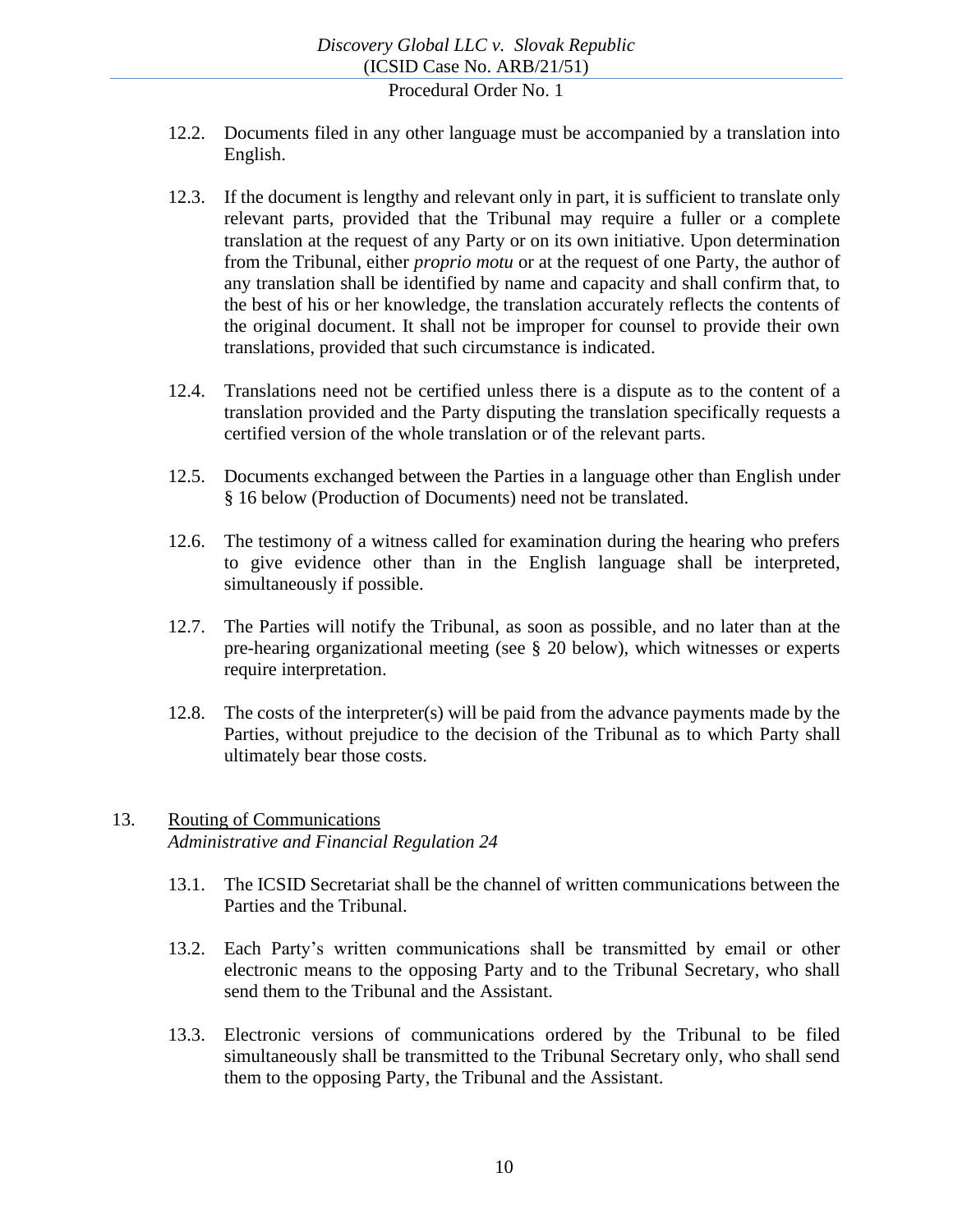12.2. Documents filed in any other language must be accompanied by a translation into English.

12.3. If the document is lengthy and relevant only in part, it is sufficient to translate only relevant parts, provided that the Tribunal may require a fuller or a complete translation at the request of any Party or on its own initiative. Upon determination from the Tribunal, either *proprio motu* or at the request of one Party, the author of any translation shall be identified by name and capacity and shall confirm that, to the best of his or her knowledge, the translation accurately reflects the contents of the original document. It shall not be improper for counsel to provide their own translations, provided that such circumstance is indicated.

12.4. Translations need not be certified unless there is a dispute as to the content of a translation provided and the Party disputing the translation specifically requests a certified version of the whole translation or of the relevant parts.

12.5. Documents exchanged between the Parties in a language other than English under § 16 below (Production of Documents) need not be translated.

12.6. The testimony of a witness called for examination during the hearing who prefers to give evidence other than in the English language shall be interpreted, simultaneously if possible.

12.7. The Parties will notify the Tribunal, as soon as possible, and no later than at the pre-hearing organizational meeting (see § 20 below), which witnesses or experts require interpretation.

12.8. The costs of the interpreter(s) will be paid from the advance payments made by the Parties, without prejudice to the decision of the Tribunal as to which Party shall ultimately bear those costs.

## 13. Routing of Communications

*Administrative and Financial Regulation 24*

13.1. The ICSID Secretariat shall be the channel of written communications between the Parties and the Tribunal.

13.2. Each Party's written communications shall be transmitted by email or other electronic means to the opposing Party and to the Tribunal Secretary, who shall send them to the Tribunal and the Assistant.

13.3. Electronic versions of communications ordered by the Tribunal to be filed simultaneously shall be transmitted to the Tribunal Secretary only, who shall send them to the opposing Party, the Tribunal and the Assistant.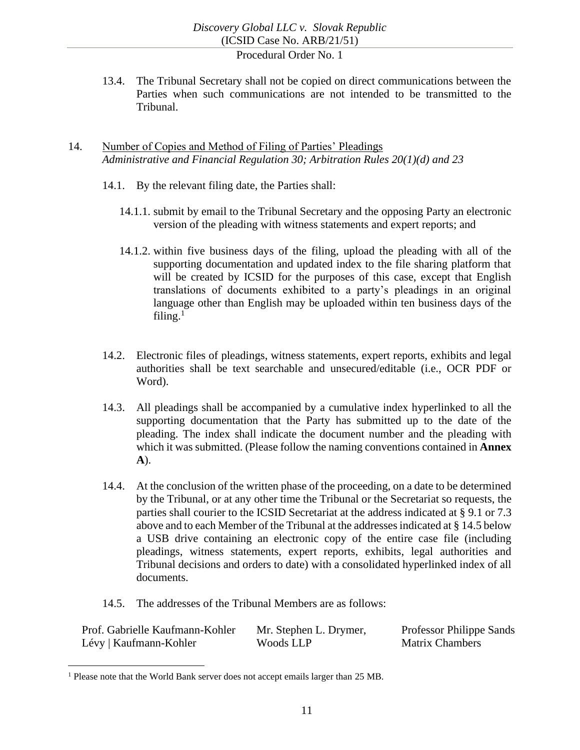13.4. The Tribunal Secretary shall not be copied on direct communications between the Parties when such communications are not intended to be transmitted to the Tribunal.

14. <u>Number of Copies and Method of Filing of Parties' Pleadings</u>
*Administrative and Financial Regulation 30; Arbitration Rules 20(1)(d) and 23*

14.1. By the relevant filing date, the Parties shall:

14.1.1. submit by email to the Tribunal Secretary and the opposing Party an electronic version of the pleading with witness statements and expert reports; and

14.1.2. within five business days of the filing, upload the pleading with all of the supporting documentation and updated index to the file sharing platform that will be created by ICSID for the purposes of this case, except that English translations of documents exhibited to a party's pleadings in an original language other than English may be uploaded within ten business days of the filing.[1]

14.2. Electronic files of pleadings, witness statements, expert reports, exhibits and legal authorities shall be text searchable and unsecured/editable (i.e., OCR PDF or Word).

14.3. All pleadings shall be accompanied by a cumulative index hyperlinked to all the supporting documentation that the Party has submitted up to the date of the pleading. The index shall indicate the document number and the pleading with which it was submitted. (Please follow the naming conventions contained in **Annex A**).

14.4. At the conclusion of the written phase of the proceeding, on a date to be determined by the Tribunal, or at any other time the Tribunal or the Secretariat so requests, the parties shall courier to the ICSID Secretariat at the address indicated at § 9.1 or 7.3 above and to each Member of the Tribunal at the addresses indicated at § 14.5 below a USB drive containing an electronic copy of the entire case file (including pleadings, witness statements, expert reports, exhibits, legal authorities and Tribunal decisions and orders to date) with a consolidated hyperlinked index of all documents.

14.5. The addresses of the Tribunal Members are as follows:

| Prof. Gabrielle Kaufmann-Kohler | Mr. Stephen L. Drymer, | Professor Philippe Sands |
|---|---|---|
| Lévy \| Kaufmann-Kohler | Woods LLP | Matrix Chambers |

[1] Please note that the World Bank server does not accept emails larger than 25 MB.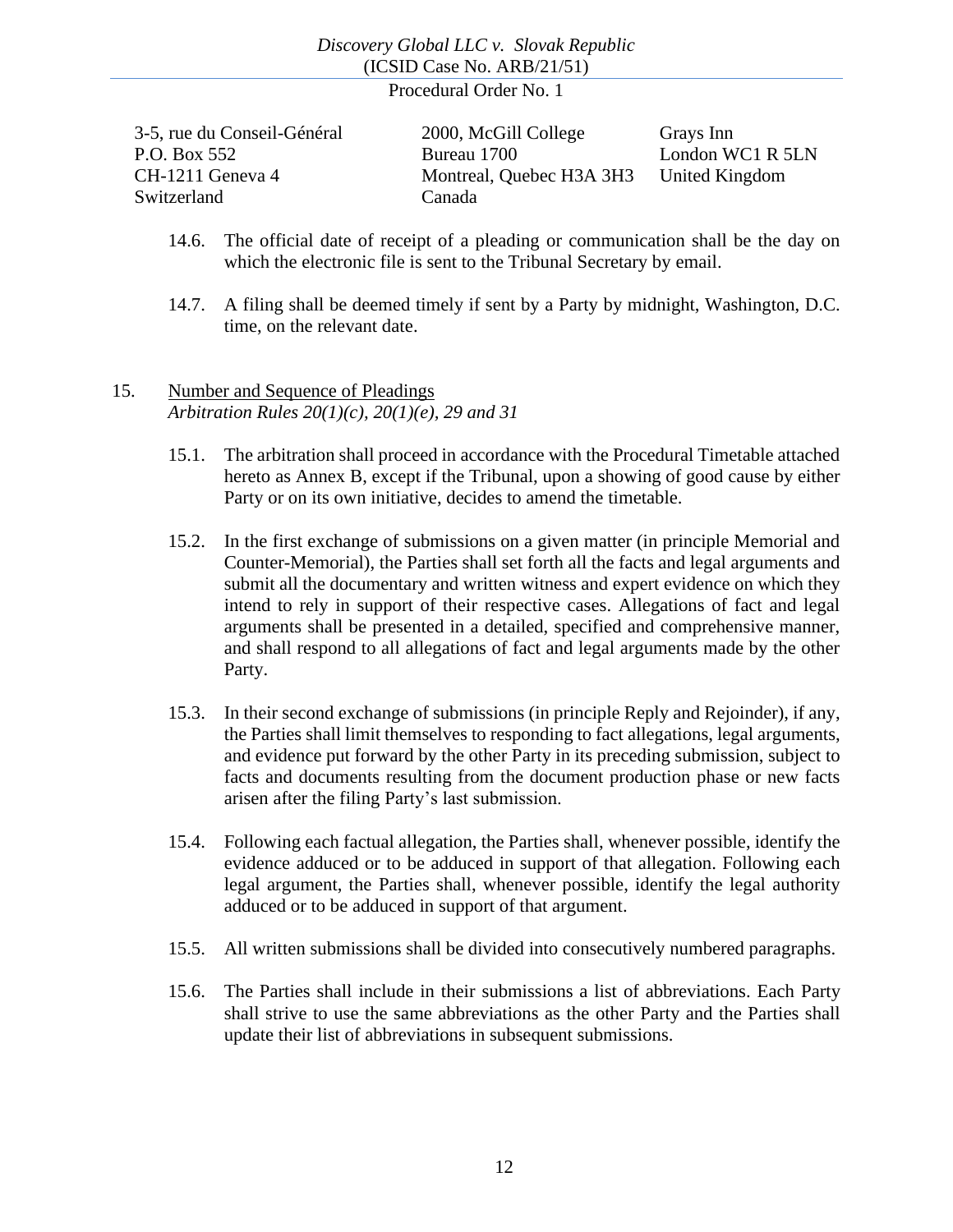| | | |
|---|---|---|
| 3-5, rue du Conseil-Général<br>P.O. Box 552<br>CH-1211 Geneva 4<br>Switzerland | 2000, McGill College<br>Bureau 1700<br>Montreal, Quebec H3A 3H3<br>Canada | Grays Inn<br>London WC1 R 5LN<br>United Kingdom |

14.6. The official date of receipt of a pleading or communication shall be the day on which the electronic file is sent to the Tribunal Secretary by email.

14.7. A filing shall be deemed timely if sent by a Party by midnight, Washington, D.C. time, on the relevant date.

15. Number and Sequence of Pleadings
*Arbitration Rules 20(1)(c), 20(1)(e), 29 and 31*

15.1. The arbitration shall proceed in accordance with the Procedural Timetable attached hereto as Annex B, except if the Tribunal, upon a showing of good cause by either Party or on its own initiative, decides to amend the timetable.

15.2. In the first exchange of submissions on a given matter (in principle Memorial and Counter-Memorial), the Parties shall set forth all the facts and legal arguments and submit all the documentary and written witness and expert evidence on which they intend to rely in support of their respective cases. Allegations of fact and legal arguments shall be presented in a detailed, specified and comprehensive manner, and shall respond to all allegations of fact and legal arguments made by the other Party.

15.3. In their second exchange of submissions (in principle Reply and Rejoinder), if any, the Parties shall limit themselves to responding to fact allegations, legal arguments, and evidence put forward by the other Party in its preceding submission, subject to facts and documents resulting from the document production phase or new facts arisen after the filing Party's last submission.

15.4. Following each factual allegation, the Parties shall, whenever possible, identify the evidence adduced or to be adduced in support of that allegation. Following each legal argument, the Parties shall, whenever possible, identify the legal authority adduced or to be adduced in support of that argument.

15.5. All written submissions shall be divided into consecutively numbered paragraphs.

15.6. The Parties shall include in their submissions a list of abbreviations. Each Party shall strive to use the same abbreviations as the other Party and the Parties shall update their list of abbreviations in subsequent submissions.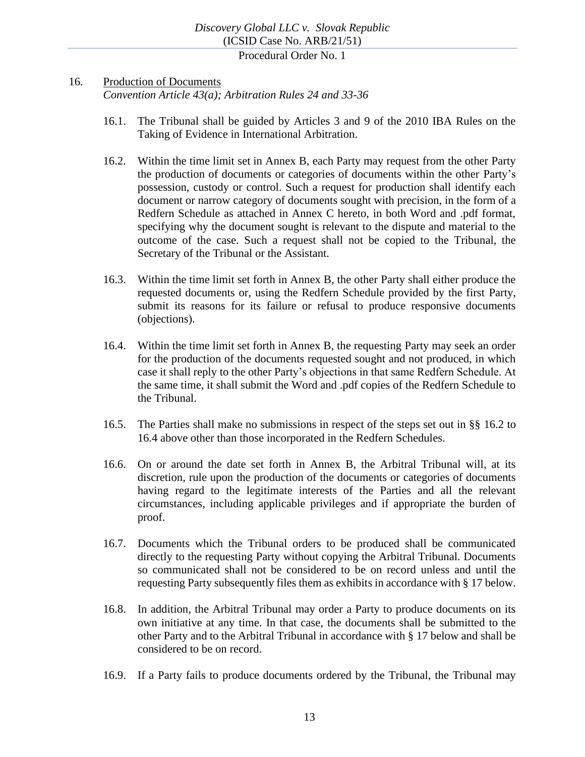16. Production of Documents
*Convention Article 43(a); Arbitration Rules 24 and 33-36*

16.1. The Tribunal shall be guided by Articles 3 and 9 of the 2010 IBA Rules on the Taking of Evidence in International Arbitration.

16.2. Within the time limit set in Annex B, each Party may request from the other Party the production of documents or categories of documents within the other Party's possession, custody or control. Such a request for production shall identify each document or narrow category of documents sought with precision, in the form of a Redfern Schedule as attached in Annex C hereto, in both Word and .pdf format, specifying why the document sought is relevant to the dispute and material to the outcome of the case. Such a request shall not be copied to the Tribunal, the Secretary of the Tribunal or the Assistant.

16.3. Within the time limit set forth in Annex B, the other Party shall either produce the requested documents or, using the Redfern Schedule provided by the first Party, submit its reasons for its failure or refusal to produce responsive documents (objections).

16.4. Within the time limit set forth in Annex B, the requesting Party may seek an order for the production of the documents requested sought and not produced, in which case it shall reply to the other Party's objections in that same Redfern Schedule. At the same time, it shall submit the Word and .pdf copies of the Redfern Schedule to the Tribunal.

16.5. The Parties shall make no submissions in respect of the steps set out in §§ 16.2 to 16.4 above other than those incorporated in the Redfern Schedules.

16.6. On or around the date set forth in Annex B, the Arbitral Tribunal will, at its discretion, rule upon the production of the documents or categories of documents having regard to the legitimate interests of the Parties and all the relevant circumstances, including applicable privileges and if appropriate the burden of proof.

16.7. Documents which the Tribunal orders to be produced shall be communicated directly to the requesting Party without copying the Arbitral Tribunal. Documents so communicated shall not be considered to be on record unless and until the requesting Party subsequently files them as exhibits in accordance with § 17 below.

16.8. In addition, the Arbitral Tribunal may order a Party to produce documents on its own initiative at any time. In that case, the documents shall be submitted to the other Party and to the Arbitral Tribunal in accordance with § 17 below and shall be considered to be on record.

16.9. If a Party fails to produce documents ordered by the Tribunal, the Tribunal may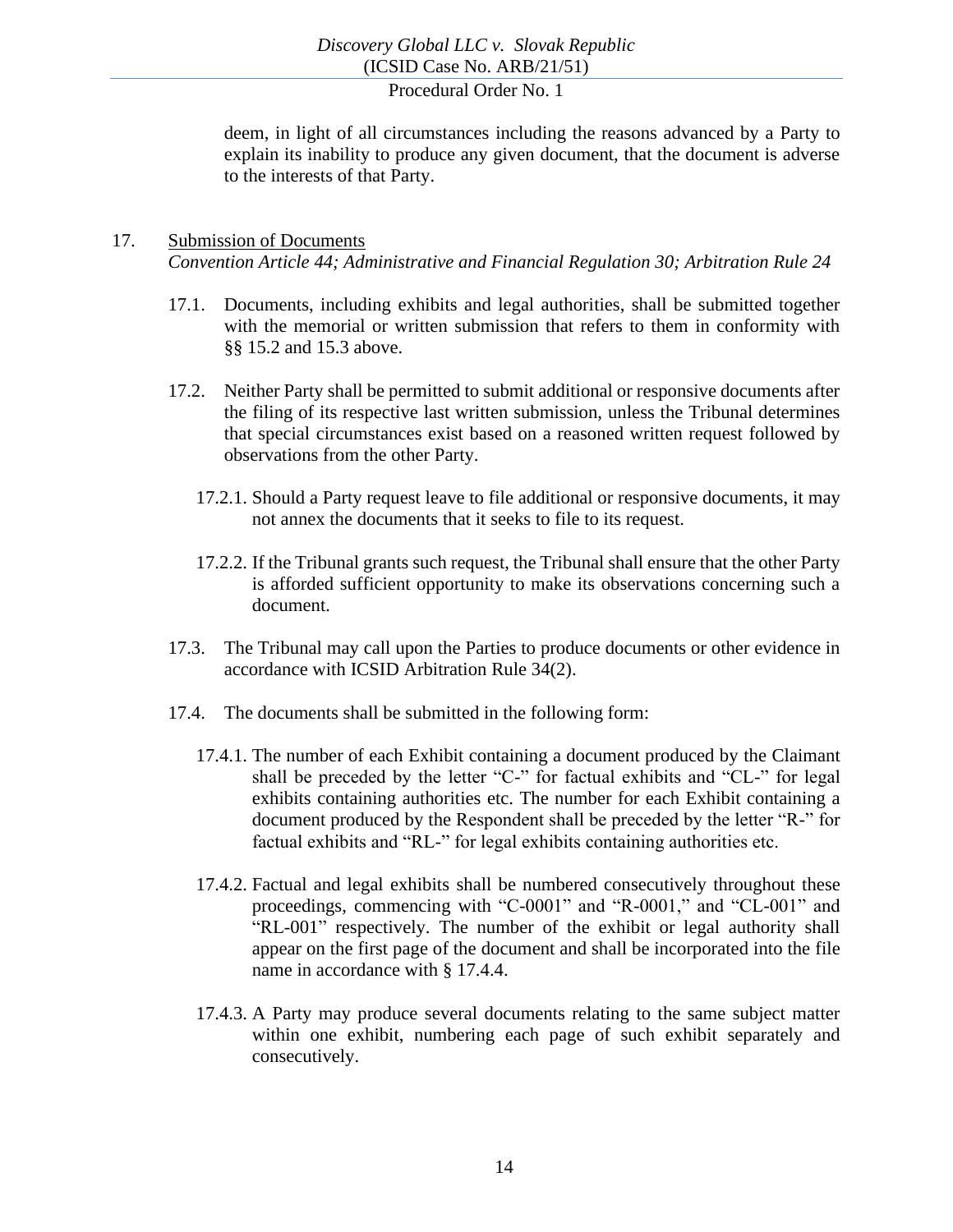deem, in light of all circumstances including the reasons advanced by a Party to explain its inability to produce any given document, that the document is adverse to the interests of that Party.

17. Submission of Documents
*Convention Article 44; Administrative and Financial Regulation 30; Arbitration Rule 24*

17.1. Documents, including exhibits and legal authorities, shall be submitted together with the memorial or written submission that refers to them in conformity with §§ 15.2 and 15.3 above.

17.2. Neither Party shall be permitted to submit additional or responsive documents after the filing of its respective last written submission, unless the Tribunal determines that special circumstances exist based on a reasoned written request followed by observations from the other Party.

17.2.1. Should a Party request leave to file additional or responsive documents, it may not annex the documents that it seeks to file to its request.

17.2.2. If the Tribunal grants such request, the Tribunal shall ensure that the other Party is afforded sufficient opportunity to make its observations concerning such a document.

17.3. The Tribunal may call upon the Parties to produce documents or other evidence in accordance with ICSID Arbitration Rule 34(2).

17.4. The documents shall be submitted in the following form:

17.4.1. The number of each Exhibit containing a document produced by the Claimant shall be preceded by the letter "C-" for factual exhibits and "CL-" for legal exhibits containing authorities etc. The number for each Exhibit containing a document produced by the Respondent shall be preceded by the letter "R-" for factual exhibits and "RL-" for legal exhibits containing authorities etc.

17.4.2. Factual and legal exhibits shall be numbered consecutively throughout these proceedings, commencing with "C-0001" and "R-0001," and "CL-001" and "RL-001" respectively. The number of the exhibit or legal authority shall appear on the first page of the document and shall be incorporated into the file name in accordance with § 17.4.4.

17.4.3. A Party may produce several documents relating to the same subject matter within one exhibit, numbering each page of such exhibit separately and consecutively.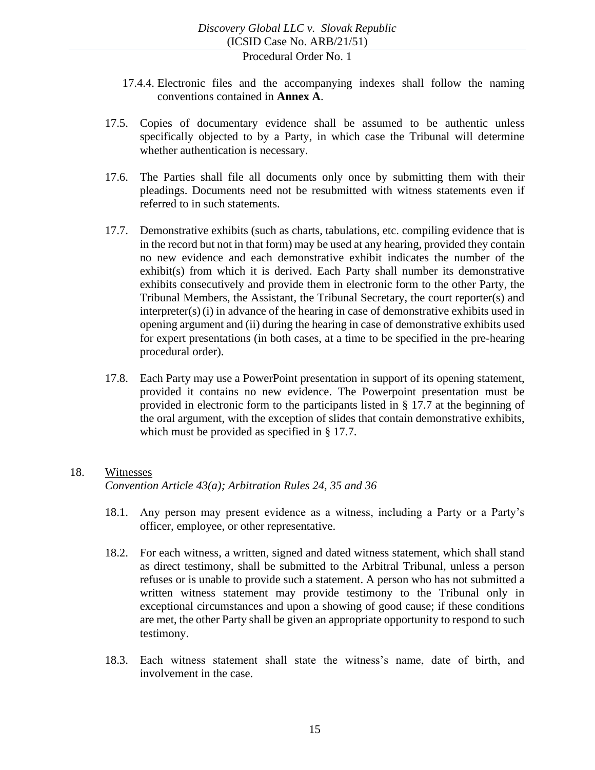17.4.4. Electronic files and the accompanying indexes shall follow the naming conventions contained in **Annex A**.

17.5. Copies of documentary evidence shall be assumed to be authentic unless specifically objected to by a Party, in which case the Tribunal will determine whether authentication is necessary.

17.6. The Parties shall file all documents only once by submitting them with their pleadings. Documents need not be resubmitted with witness statements even if referred to in such statements.

17.7. Demonstrative exhibits (such as charts, tabulations, etc. compiling evidence that is in the record but not in that form) may be used at any hearing, provided they contain no new evidence and each demonstrative exhibit indicates the number of the exhibit(s) from which it is derived. Each Party shall number its demonstrative exhibits consecutively and provide them in electronic form to the other Party, the Tribunal Members, the Assistant, the Tribunal Secretary, the court reporter(s) and interpreter(s) (i) in advance of the hearing in case of demonstrative exhibits used in opening argument and (ii) during the hearing in case of demonstrative exhibits used for expert presentations (in both cases, at a time to be specified in the pre-hearing procedural order).

17.8. Each Party may use a PowerPoint presentation in support of its opening statement, provided it contains no new evidence. The Powerpoint presentation must be provided in electronic form to the participants listed in § 17.7 at the beginning of the oral argument, with the exception of slides that contain demonstrative exhibits, which must be provided as specified in § 17.7.

18. Witnesses
*Convention Article 43(a); Arbitration Rules 24, 35 and 36*

18.1. Any person may present evidence as a witness, including a Party or a Party's officer, employee, or other representative.

18.2. For each witness, a written, signed and dated witness statement, which shall stand as direct testimony, shall be submitted to the Arbitral Tribunal, unless a person refuses or is unable to provide such a statement. A person who has not submitted a written witness statement may provide testimony to the Tribunal only in exceptional circumstances and upon a showing of good cause; if these conditions are met, the other Party shall be given an appropriate opportunity to respond to such testimony.

18.3. Each witness statement shall state the witness's name, date of birth, and involvement in the case.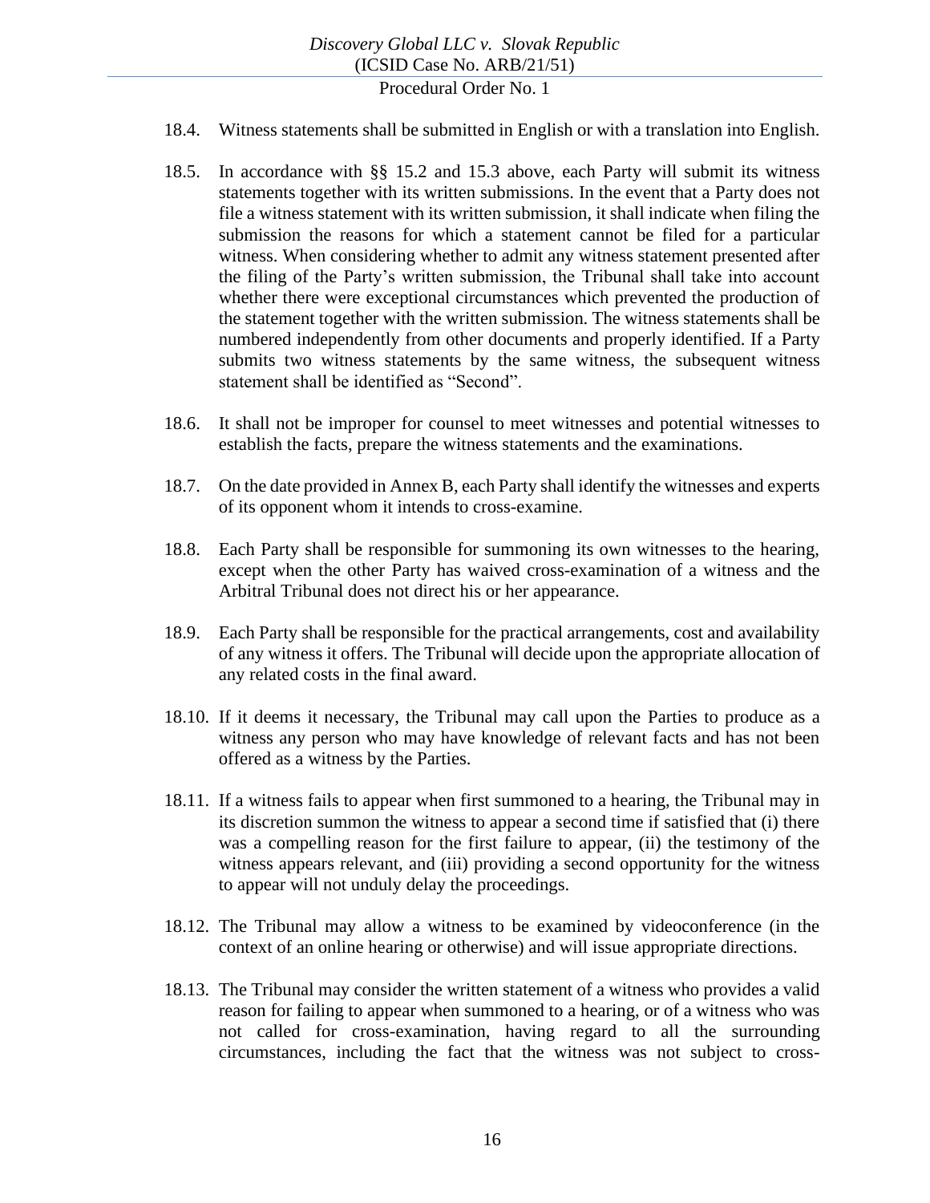18.4. Witness statements shall be submitted in English or with a translation into English.

18.5. In accordance with §§ 15.2 and 15.3 above, each Party will submit its witness statements together with its written submissions. In the event that a Party does not file a witness statement with its written submission, it shall indicate when filing the submission the reasons for which a statement cannot be filed for a particular witness. When considering whether to admit any witness statement presented after the filing of the Party's written submission, the Tribunal shall take into account whether there were exceptional circumstances which prevented the production of the statement together with the written submission. The witness statements shall be numbered independently from other documents and properly identified. If a Party submits two witness statements by the same witness, the subsequent witness statement shall be identified as "Second".

18.6. It shall not be improper for counsel to meet witnesses and potential witnesses to establish the facts, prepare the witness statements and the examinations.

18.7. On the date provided in Annex B, each Party shall identify the witnesses and experts of its opponent whom it intends to cross-examine.

18.8. Each Party shall be responsible for summoning its own witnesses to the hearing, except when the other Party has waived cross-examination of a witness and the Arbitral Tribunal does not direct his or her appearance.

18.9. Each Party shall be responsible for the practical arrangements, cost and availability of any witness it offers. The Tribunal will decide upon the appropriate allocation of any related costs in the final award.

18.10. If it deems it necessary, the Tribunal may call upon the Parties to produce as a witness any person who may have knowledge of relevant facts and has not been offered as a witness by the Parties.

18.11. If a witness fails to appear when first summoned to a hearing, the Tribunal may in its discretion summon the witness to appear a second time if satisfied that (i) there was a compelling reason for the first failure to appear, (ii) the testimony of the witness appears relevant, and (iii) providing a second opportunity for the witness to appear will not unduly delay the proceedings.

18.12. The Tribunal may allow a witness to be examined by videoconference (in the context of an online hearing or otherwise) and will issue appropriate directions.

18.13. The Tribunal may consider the written statement of a witness who provides a valid reason for failing to appear when summoned to a hearing, or of a witness who was not called for cross-examination, having regard to all the surrounding circumstances, including the fact that the witness was not subject to cross-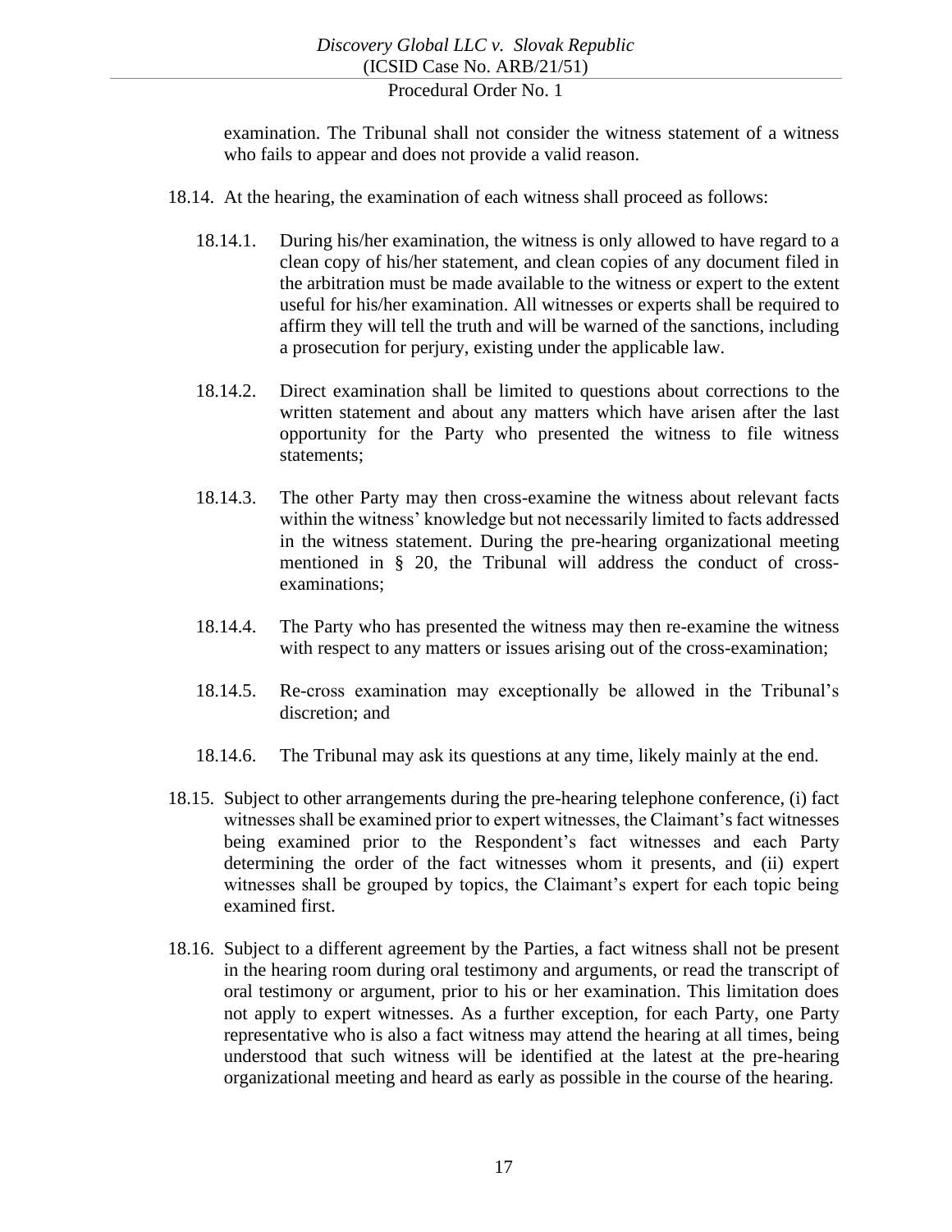examination. The Tribunal shall not consider the witness statement of a witness who fails to appear and does not provide a valid reason.

18.14. At the hearing, the examination of each witness shall proceed as follows:

18.14.1. During his/her examination, the witness is only allowed to have regard to a clean copy of his/her statement, and clean copies of any document filed in the arbitration must be made available to the witness or expert to the extent useful for his/her examination. All witnesses or experts shall be required to affirm they will tell the truth and will be warned of the sanctions, including a prosecution for perjury, existing under the applicable law.

18.14.2. Direct examination shall be limited to questions about corrections to the written statement and about any matters which have arisen after the last opportunity for the Party who presented the witness to file witness statements;

18.14.3. The other Party may then cross-examine the witness about relevant facts within the witness' knowledge but not necessarily limited to facts addressed in the witness statement. During the pre-hearing organizational meeting mentioned in § 20, the Tribunal will address the conduct of cross-examinations;

18.14.4. The Party who has presented the witness may then re-examine the witness with respect to any matters or issues arising out of the cross-examination;

18.14.5. Re-cross examination may exceptionally be allowed in the Tribunal's discretion; and

18.14.6. The Tribunal may ask its questions at any time, likely mainly at the end.

18.15. Subject to other arrangements during the pre-hearing telephone conference, (i) fact witnesses shall be examined prior to expert witnesses, the Claimant's fact witnesses being examined prior to the Respondent's fact witnesses and each Party determining the order of the fact witnesses whom it presents, and (ii) expert witnesses shall be grouped by topics, the Claimant's expert for each topic being examined first.

18.16. Subject to a different agreement by the Parties, a fact witness shall not be present in the hearing room during oral testimony and arguments, or read the transcript of oral testimony or argument, prior to his or her examination. This limitation does not apply to expert witnesses. As a further exception, for each Party, one Party representative who is also a fact witness may attend the hearing at all times, being understood that such witness will be identified at the latest at the pre-hearing organizational meeting and heard as early as possible in the course of the hearing.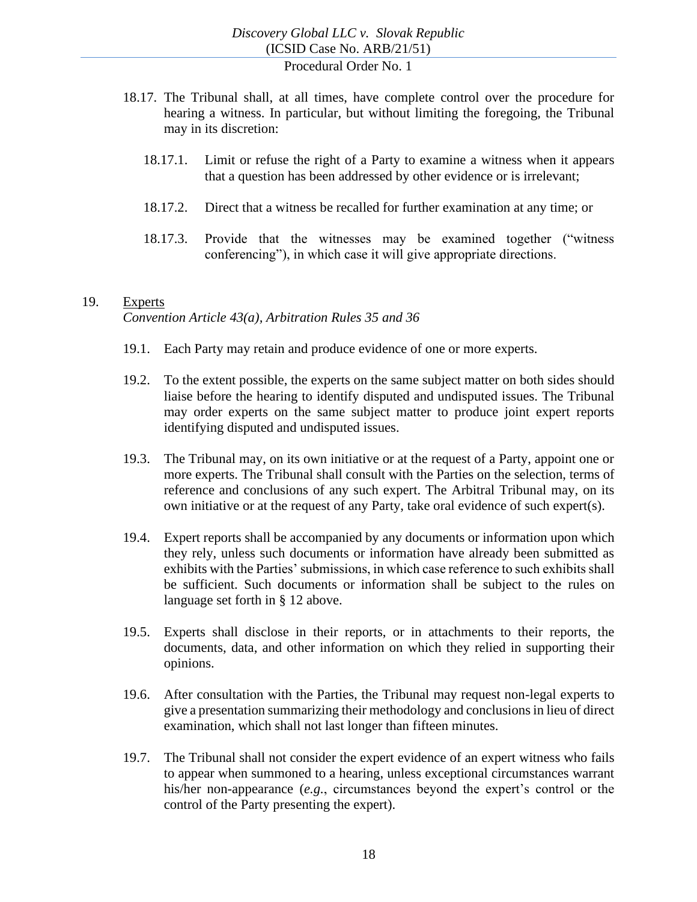18.17. The Tribunal shall, at all times, have complete control over the procedure for hearing a witness. In particular, but without limiting the foregoing, the Tribunal may in its discretion:

18.17.1. Limit or refuse the right of a Party to examine a witness when it appears that a question has been addressed by other evidence or is irrelevant;

18.17.2. Direct that a witness be recalled for further examination at any time; or

18.17.3. Provide that the witnesses may be examined together ("witness conferencing"), in which case it will give appropriate directions.

## 19. Experts

*Convention Article 43(a), Arbitration Rules 35 and 36*

19.1. Each Party may retain and produce evidence of one or more experts.

19.2. To the extent possible, the experts on the same subject matter on both sides should liaise before the hearing to identify disputed and undisputed issues. The Tribunal may order experts on the same subject matter to produce joint expert reports identifying disputed and undisputed issues.

19.3. The Tribunal may, on its own initiative or at the request of a Party, appoint one or more experts. The Tribunal shall consult with the Parties on the selection, terms of reference and conclusions of any such expert. The Arbitral Tribunal may, on its own initiative or at the request of any Party, take oral evidence of such expert(s).

19.4. Expert reports shall be accompanied by any documents or information upon which they rely, unless such documents or information have already been submitted as exhibits with the Parties' submissions, in which case reference to such exhibits shall be sufficient. Such documents or information shall be subject to the rules on language set forth in § 12 above.

19.5. Experts shall disclose in their reports, or in attachments to their reports, the documents, data, and other information on which they relied in supporting their opinions.

19.6. After consultation with the Parties, the Tribunal may request non-legal experts to give a presentation summarizing their methodology and conclusions in lieu of direct examination, which shall not last longer than fifteen minutes.

19.7. The Tribunal shall not consider the expert evidence of an expert witness who fails to appear when summoned to a hearing, unless exceptional circumstances warrant his/her non-appearance (*e.g.*, circumstances beyond the expert's control or the control of the Party presenting the expert).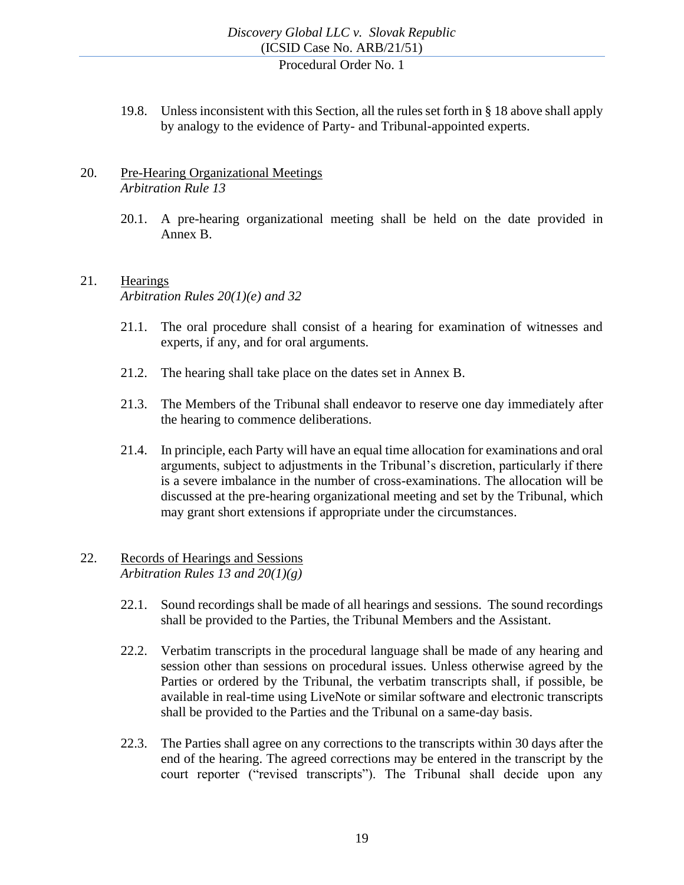19.8. Unless inconsistent with this Section, all the rules set forth in § 18 above shall apply by analogy to the evidence of Party- and Tribunal-appointed experts.

## 20. Pre-Hearing Organizational Meetings

*Arbitration Rule 13*

20.1. A pre-hearing organizational meeting shall be held on the date provided in Annex B.

## 21. Hearings

*Arbitration Rules 20(1)(e) and 32*

21.1. The oral procedure shall consist of a hearing for examination of witnesses and experts, if any, and for oral arguments.

21.2. The hearing shall take place on the dates set in Annex B.

21.3. The Members of the Tribunal shall endeavor to reserve one day immediately after the hearing to commence deliberations.

21.4. In principle, each Party will have an equal time allocation for examinations and oral arguments, subject to adjustments in the Tribunal's discretion, particularly if there is a severe imbalance in the number of cross-examinations. The allocation will be discussed at the pre-hearing organizational meeting and set by the Tribunal, which may grant short extensions if appropriate under the circumstances.

## 22. Records of Hearings and Sessions

*Arbitration Rules 13 and 20(1)(g)*

22.1. Sound recordings shall be made of all hearings and sessions. The sound recordings shall be provided to the Parties, the Tribunal Members and the Assistant.

22.2. Verbatim transcripts in the procedural language shall be made of any hearing and session other than sessions on procedural issues. Unless otherwise agreed by the Parties or ordered by the Tribunal, the verbatim transcripts shall, if possible, be available in real-time using LiveNote or similar software and electronic transcripts shall be provided to the Parties and the Tribunal on a same-day basis.

22.3. The Parties shall agree on any corrections to the transcripts within 30 days after the end of the hearing. The agreed corrections may be entered in the transcript by the court reporter ("revised transcripts"). The Tribunal shall decide upon any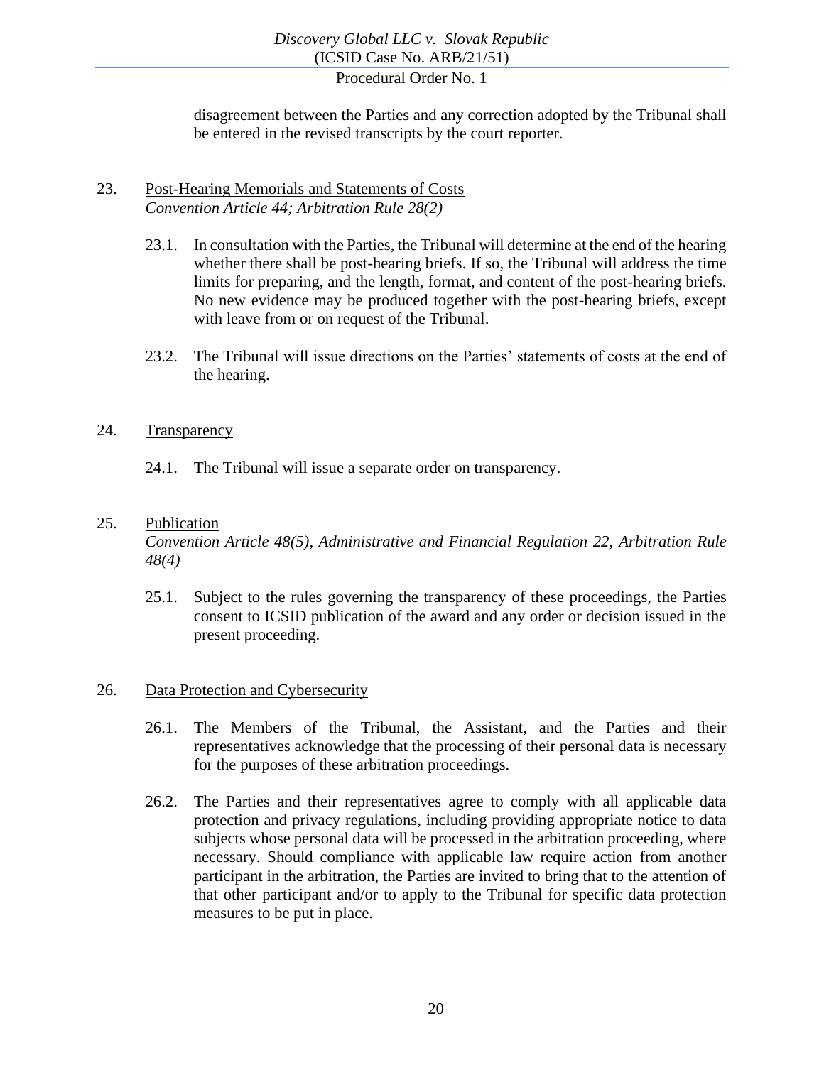disagreement between the Parties and any correction adopted by the Tribunal shall be entered in the revised transcripts by the court reporter.

23. Post-Hearing Memorials and Statements of Costs
*Convention Article 44; Arbitration Rule 28(2)*

23.1. In consultation with the Parties, the Tribunal will determine at the end of the hearing whether there shall be post-hearing briefs. If so, the Tribunal will address the time limits for preparing, and the length, format, and content of the post-hearing briefs. No new evidence may be produced together with the post-hearing briefs, except with leave from or on request of the Tribunal.

23.2. The Tribunal will issue directions on the Parties' statements of costs at the end of the hearing.

24. Transparency

24.1. The Tribunal will issue a separate order on transparency.

25. Publication
*Convention Article 48(5), Administrative and Financial Regulation 22, Arbitration Rule 48(4)*

25.1. Subject to the rules governing the transparency of these proceedings, the Parties consent to ICSID publication of the award and any order or decision issued in the present proceeding.

26. Data Protection and Cybersecurity

26.1. The Members of the Tribunal, the Assistant, and the Parties and their representatives acknowledge that the processing of their personal data is necessary for the purposes of these arbitration proceedings.

26.2. The Parties and their representatives agree to comply with all applicable data protection and privacy regulations, including providing appropriate notice to data subjects whose personal data will be processed in the arbitration proceeding, where necessary. Should compliance with applicable law require action from another participant in the arbitration, the Parties are invited to bring that to the attention of that other participant and/or to apply to the Tribunal for specific data protection measures to be put in place.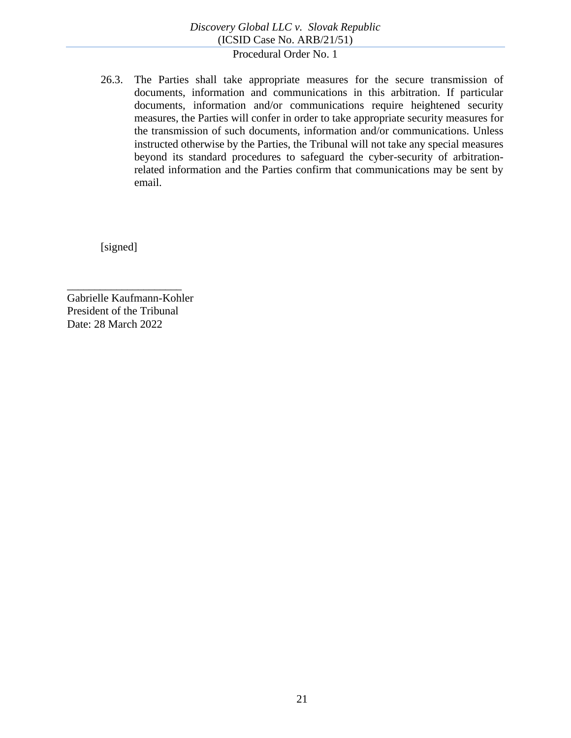26.3. The Parties shall take appropriate measures for the secure transmission of documents, information and communications in this arbitration. If particular documents, information and/or communications require heightened security measures, the Parties will confer in order to take appropriate security measures for the transmission of such documents, information and/or communications. Unless instructed otherwise by the Parties, the Tribunal will not take any special measures beyond its standard procedures to safeguard the cyber-security of arbitration-related information and the Parties confirm that communications may be sent by email.

[signed]

\_\_\_\_\_\_\_\_\_\_\_\_\_\_\_\_\_\_\_\_

Gabrielle Kaufmann-Kohler
President of the Tribunal
Date: 28 March 2022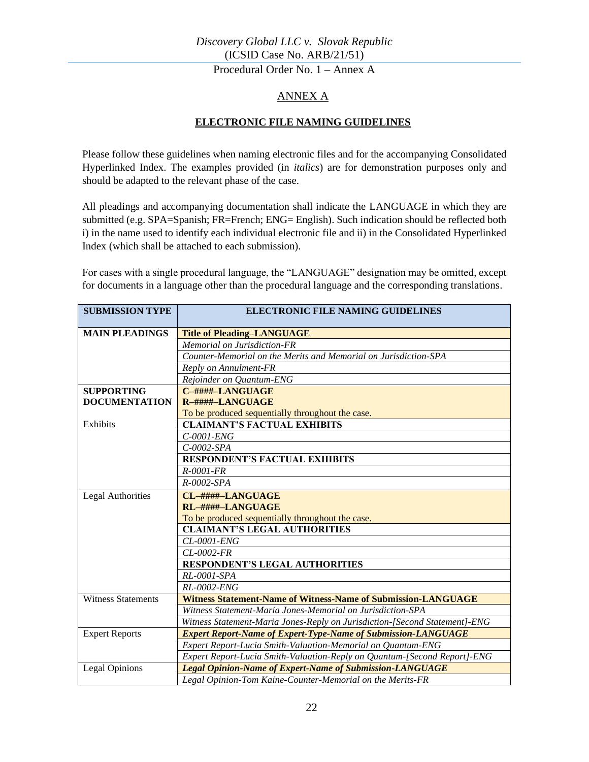## ANNEX A

### ELECTRONIC FILE NAMING GUIDELINES

Please follow these guidelines when naming electronic files and for the accompanying Consolidated Hyperlinked Index. The examples provided (in *italics*) are for demonstration purposes only and should be adapted to the relevant phase of the case.

All pleadings and accompanying documentation shall indicate the LANGUAGE in which they are submitted (e.g. SPA=Spanish; FR=French; ENG= English). Such indication should be reflected both i) in the name used to identify each individual electronic file and ii) in the Consolidated Hyperlinked Index (which shall be attached to each submission).

For cases with a single procedural language, the "LANGUAGE" designation may be omitted, except for documents in a language other than the procedural language and the corresponding translations.

| SUBMISSION TYPE | ELECTRONIC FILE NAMING GUIDELINES |
|---|---|
| **MAIN PLEADINGS** | **Title of Pleading–LANGUAGE** |
| | *Memorial on Jurisdiction-FR* |
| | *Counter-Memorial on the Merits and Memorial on Jurisdiction-SPA* |
| | *Reply on Annulment-FR* |
| | *Rejoinder on Quantum-ENG* |
| **SUPPORTING DOCUMENTATION** | **C–####–LANGUAGE**<br>**R–####–LANGUAGE**<br>To be produced sequentially throughout the case. |
| Exhibits | **CLAIMANT'S FACTUAL EXHIBITS** |
| | *C-0001-ENG* |
| | *C-0002-SPA* |
| | **RESPONDENT'S FACTUAL EXHIBITS** |
| | *R-0001-FR* |
| | *R-0002-SPA* |
| Legal Authorities | **CL–####–LANGUAGE**<br>**RL–####–LANGUAGE**<br>To be produced sequentially throughout the case. |
| | **CLAIMANT'S LEGAL AUTHORITIES** |
| | *CL-0001-ENG* |
| | *CL-0002-FR* |
| | **RESPONDENT'S LEGAL AUTHORITIES** |
| | *RL-0001-SPA* |
| | *RL-0002-ENG* |
| Witness Statements | **Witness Statement-Name of Witness-Name of Submission-LANGUAGE** |
| | *Witness Statement-Maria Jones-Memorial on Jurisdiction-SPA* |
| | *Witness Statement-Maria Jones-Reply on Jurisdiction-[Second Statement]-ENG* |
| Expert Reports | ***Expert Report-Name of Expert-Type-Name of Submission-LANGUAGE*** |
| | *Expert Report-Lucia Smith-Valuation-Memorial on Quantum-ENG* |
| | *Expert Report-Lucia Smith-Valuation-Reply on Quantum-[Second Report]-ENG* |
| Legal Opinions | ***Legal Opinion-Name of Expert-Name of Submission-LANGUAGE*** |
| | *Legal Opinion-Tom Kaine-Counter-Memorial on the Merits-FR* |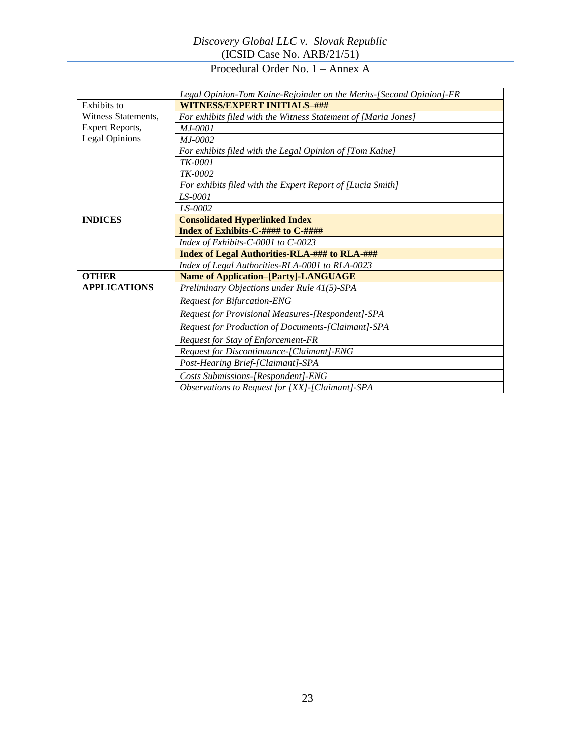| | |
|---|---|
| | *Legal Opinion-Tom Kaine-Rejoinder on the Merits-[Second Opinion]-FR* |
| Exhibits to Witness Statements, Expert Reports, Legal Opinions | **WITNESS/EXPERT INITIALS–###** |
| | *For exhibits filed with the Witness Statement of [Maria Jones]* |
| | *MJ-0001* |
| | *MJ-0002* |
| | *For exhibits filed with the Legal Opinion of [Tom Kaine]* |
| | *TK-0001* |
| | *TK-0002* |
| | *For exhibits filed with the Expert Report of [Lucia Smith]* |
| | *LS-0001* |
| | *LS-0002* |
| **INDICES** | **Consolidated Hyperlinked Index** |
| | **Index of Exhibits-C-#### to C-####** |
| | *Index of Exhibits-C-0001 to C-0023* |
| | **Index of Legal Authorities-RLA-### to RLA-###** |
| | *Index of Legal Authorities-RLA-0001 to RLA-0023* |
| **OTHER APPLICATIONS** | **Name of Application–[Party]-LANGUAGE** |
| | *Preliminary Objections under Rule 41(5)-SPA* |
| | *Request for Bifurcation-ENG* |
| | *Request for Provisional Measures-[Respondent]-SPA* |
| | *Request for Production of Documents-[Claimant]-SPA* |
| | *Request for Stay of Enforcement-FR* |
| | *Request for Discontinuance-[Claimant]-ENG* |
| | *Post-Hearing Brief-[Claimant]-SPA* |
| | *Costs Submissions-[Respondent]-ENG* |
| | *Observations to Request for [XX]-[Claimant]-SPA* |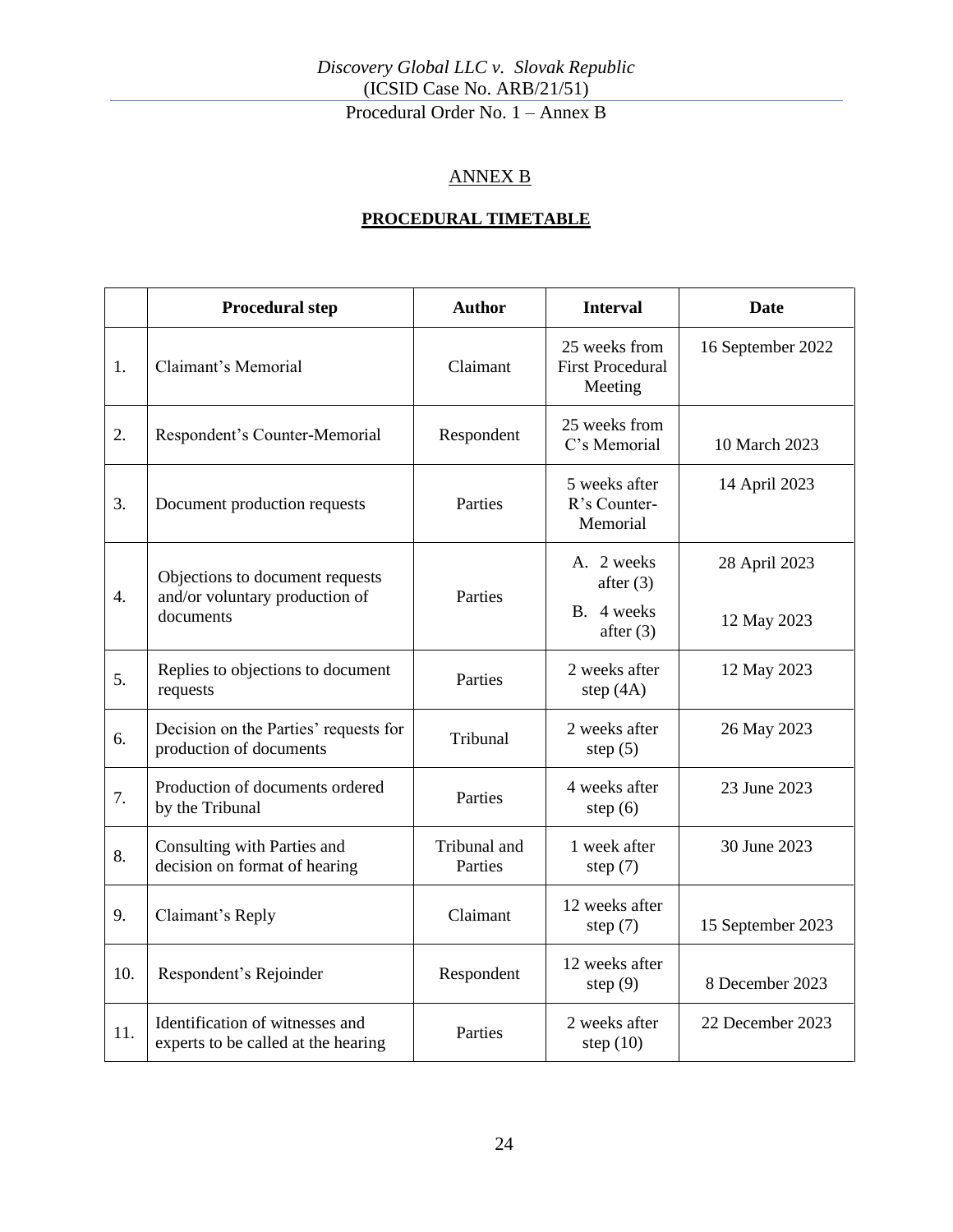## ANNEX B

### PROCEDURAL TIMETABLE

| | Procedural step | Author | Interval | Date |
|---|---|---|---|---|
| 1. | Claimant's Memorial | Claimant | 25 weeks from First Procedural Meeting | 16 September 2022 |
| 2. | Respondent's Counter-Memorial | Respondent | 25 weeks from C's Memorial | 10 March 2023 |
| 3. | Document production requests | Parties | 5 weeks after R's Counter-Memorial | 14 April 2023 |
| 4. | Objections to document requests and/or voluntary production of documents | Parties | A. 2 weeks after (3)<br>B. 4 weeks after (3) | 28 April 2023<br>12 May 2023 |
| 5. | Replies to objections to document requests | Parties | 2 weeks after step (4A) | 12 May 2023 |
| 6. | Decision on the Parties' requests for production of documents | Tribunal | 2 weeks after step (5) | 26 May 2023 |
| 7. | Production of documents ordered by the Tribunal | Parties | 4 weeks after step (6) | 23 June 2023 |
| 8. | Consulting with Parties and decision on format of hearing | Tribunal and Parties | 1 week after step (7) | 30 June 2023 |
| 9. | Claimant's Reply | Claimant | 12 weeks after step (7) | 15 September 2023 |
| 10. | Respondent's Rejoinder | Respondent | 12 weeks after step (9) | 8 December 2023 |
| 11. | Identification of witnesses and experts to be called at the hearing | Parties | 2 weeks after step (10) | 22 December 2023 |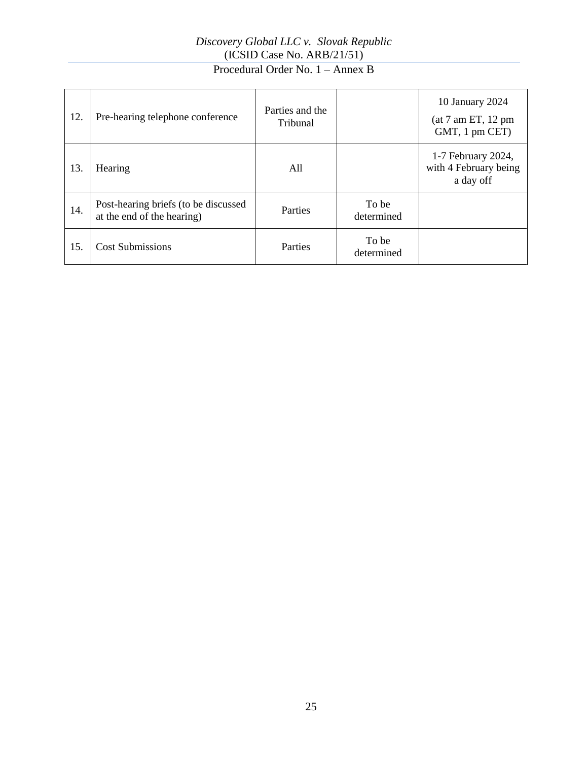| | | | | |
|---|---|---|---|---|
| 12. | Pre-hearing telephone conference | Parties and the Tribunal | | 10 January 2024<br>(at 7 am ET, 12 pm GMT, 1 pm CET) |
| 13. | Hearing | All | | 1-7 February 2024, with 4 February being a day off |
| 14. | Post-hearing briefs (to be discussed at the end of the hearing) | Parties | To be determined | |
| 15. | Cost Submissions | Parties | To be determined | |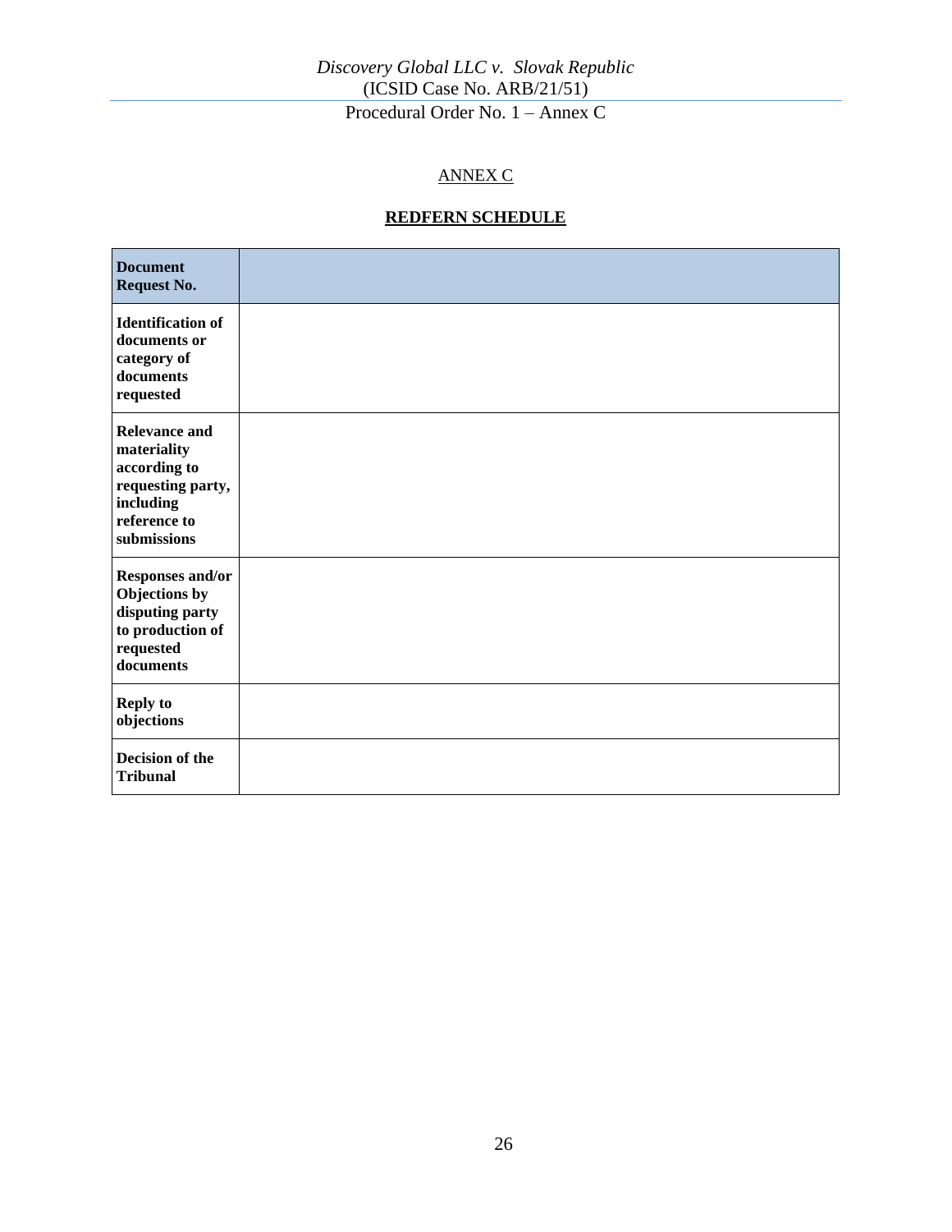## ANNEX C

## REDFERN SCHEDULE

| **Document Request No.** | |
|---|---|
| **Identification of documents or category of documents requested** | |
| **Relevance and materiality according to requesting party, including reference to submissions** | |
| **Responses and/or Objections by disputing party to production of requested documents** | |
| **Reply to objections** | |
| **Decision of the Tribunal** | |